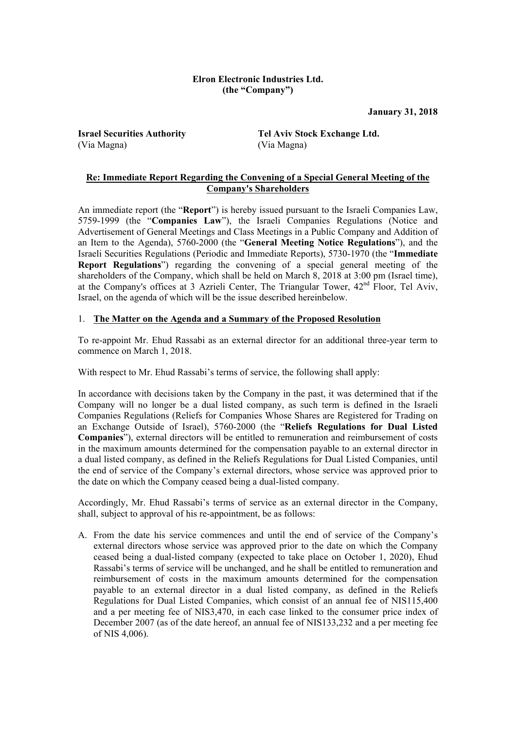**Elron Electronic Industries Ltd.**
**(the "Company")**

**January 31, 2018**

**Israel Securities Authority**
(Via Magna)

**Tel Aviv Stock Exchange Ltd.**
(Via Magna)

**Re: Immediate Report Regarding the Convening of a Special General Meeting of the Company's Shareholders**

An immediate report (the "**Report**") is hereby issued pursuant to the Israeli Companies Law, 5759-1999 (the "**Companies Law**"), the Israeli Companies Regulations (Notice and Advertisement of General Meetings and Class Meetings in a Public Company and Addition of an Item to the Agenda), 5760-2000 (the "**General Meeting Notice Regulations**"), and the Israeli Securities Regulations (Periodic and Immediate Reports), 5730-1970 (the "**Immediate Report Regulations**") regarding the convening of a special general meeting of the shareholders of the Company, which shall be held on March 8, 2018 at 3:00 pm (Israel time), at the Company's offices at 3 Azrieli Center, The Triangular Tower, 42nd Floor, Tel Aviv, Israel, on the agenda of which will be the issue described hereinbelow.

1. **The Matter on the Agenda and a Summary of the Proposed Resolution**

To re-appoint Mr. Ehud Rassabi as an external director for an additional three-year term to commence on March 1, 2018.

With respect to Mr. Ehud Rassabi's terms of service, the following shall apply:

In accordance with decisions taken by the Company in the past, it was determined that if the Company will no longer be a dual listed company, as such term is defined in the Israeli Companies Regulations (Reliefs for Companies Whose Shares are Registered for Trading on an Exchange Outside of Israel), 5760-2000 (the "**Reliefs Regulations for Dual Listed Companies**"), external directors will be entitled to remuneration and reimbursement of costs in the maximum amounts determined for the compensation payable to an external director in a dual listed company, as defined in the Reliefs Regulations for Dual Listed Companies, until the end of service of the Company's external directors, whose service was approved prior to the date on which the Company ceased being a dual-listed company.

Accordingly, Mr. Ehud Rassabi's terms of service as an external director in the Company, shall, subject to approval of his re-appointment, be as follows:

A. From the date his service commences and until the end of service of the Company's external directors whose service was approved prior to the date on which the Company ceased being a dual-listed company (expected to take place on October 1, 2020), Ehud Rassabi's terms of service will be unchanged, and he shall be entitled to remuneration and reimbursement of costs in the maximum amounts determined for the compensation payable to an external director in a dual listed company, as defined in the Reliefs Regulations for Dual Listed Companies, which consist of an annual fee of NIS115,400 and a per meeting fee of NIS3,470, in each case linked to the consumer price index of December 2007 (as of the date hereof, an annual fee of NIS133,232 and a per meeting fee of NIS 4,006).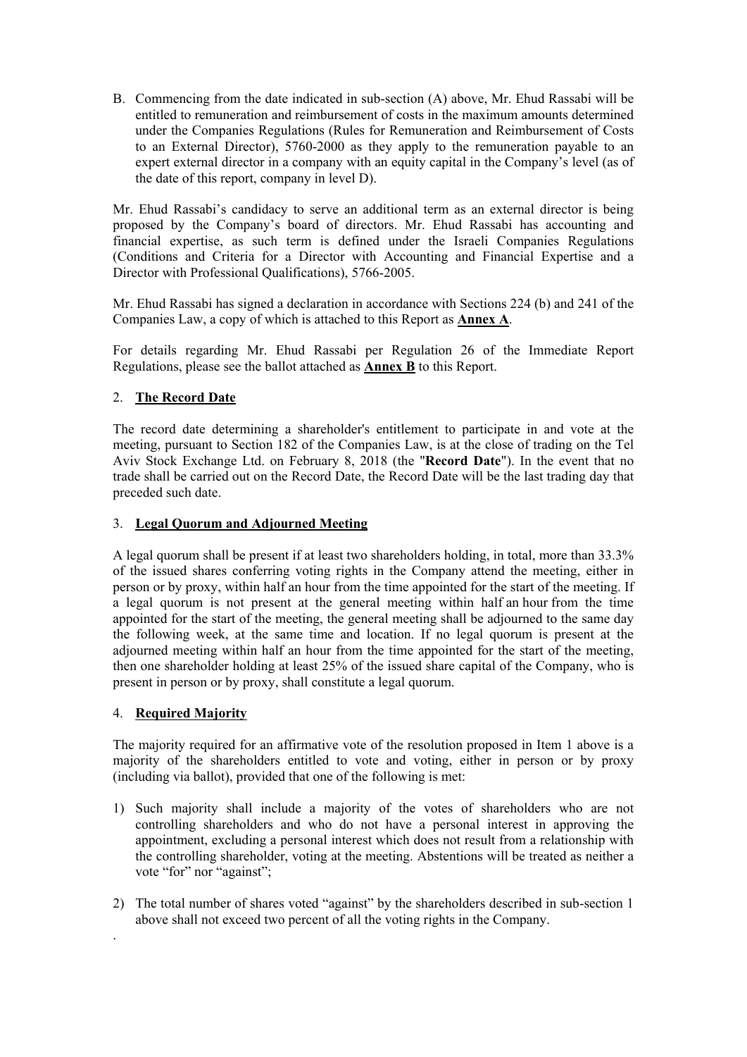B. Commencing from the date indicated in sub-section (A) above, Mr. Ehud Rassabi will be entitled to remuneration and reimbursement of costs in the maximum amounts determined under the Companies Regulations (Rules for Remuneration and Reimbursement of Costs to an External Director), 5760-2000 as they apply to the remuneration payable to an expert external director in a company with an equity capital in the Company's level (as of the date of this report, company in level D).

Mr. Ehud Rassabi's candidacy to serve an additional term as an external director is being proposed by the Company's board of directors. Mr. Ehud Rassabi has accounting and financial expertise, as such term is defined under the Israeli Companies Regulations (Conditions and Criteria for a Director with Accounting and Financial Expertise and a Director with Professional Qualifications), 5766-2005.

Mr. Ehud Rassabi has signed a declaration in accordance with Sections 224 (b) and 241 of the Companies Law, a copy of which is attached to this Report as **Annex A**.

For details regarding Mr. Ehud Rassabi per Regulation 26 of the Immediate Report Regulations, please see the ballot attached as **Annex B** to this Report.

## 2. The Record Date

The record date determining a shareholder's entitlement to participate in and vote at the meeting, pursuant to Section 182 of the Companies Law, is at the close of trading on the Tel Aviv Stock Exchange Ltd. on February 8, 2018 (the "**Record Date**"). In the event that no trade shall be carried out on the Record Date, the Record Date will be the last trading day that preceded such date.

## 3. Legal Quorum and Adjourned Meeting

A legal quorum shall be present if at least two shareholders holding, in total, more than 33.3% of the issued shares conferring voting rights in the Company attend the meeting, either in person or by proxy, within half an hour from the time appointed for the start of the meeting. If a legal quorum is not present at the general meeting within half an hour from the time appointed for the start of the meeting, the general meeting shall be adjourned to the same day the following week, at the same time and location. If no legal quorum is present at the adjourned meeting within half an hour from the time appointed for the start of the meeting, then one shareholder holding at least 25% of the issued share capital of the Company, who is present in person or by proxy, shall constitute a legal quorum.

## 4. Required Majority

The majority required for an affirmative vote of the resolution proposed in Item 1 above is a majority of the shareholders entitled to vote and voting, either in person or by proxy (including via ballot), provided that one of the following is met:

1) Such majority shall include a majority of the votes of shareholders who are not controlling shareholders and who do not have a personal interest in approving the appointment, excluding a personal interest which does not result from a relationship with the controlling shareholder, voting at the meeting. Abstentions will be treated as neither a vote "for" nor "against";

2) The total number of shares voted "against" by the shareholders described in sub-section 1 above shall not exceed two percent of all the voting rights in the Company.

.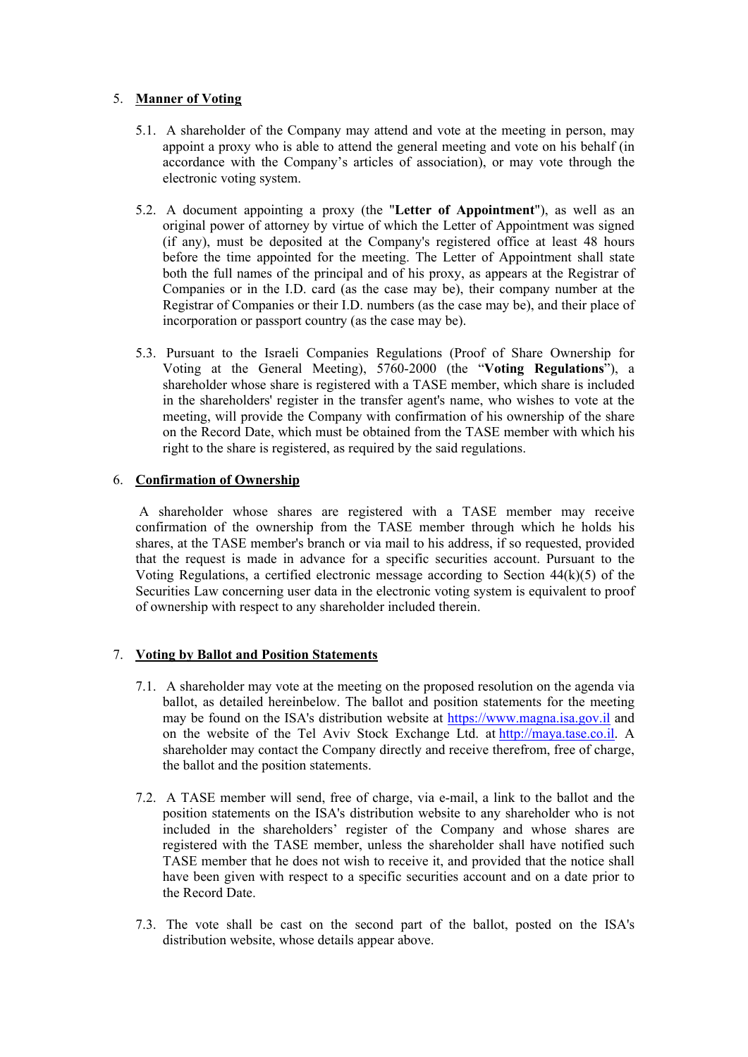5. **Manner of Voting**

5.1. A shareholder of the Company may attend and vote at the meeting in person, may appoint a proxy who is able to attend the general meeting and vote on his behalf (in accordance with the Company's articles of association), or may vote through the electronic voting system.

5.2. A document appointing a proxy (the "**Letter of Appointment**"), as well as an original power of attorney by virtue of which the Letter of Appointment was signed (if any), must be deposited at the Company's registered office at least 48 hours before the time appointed for the meeting. The Letter of Appointment shall state both the full names of the principal and of his proxy, as appears at the Registrar of Companies or in the I.D. card (as the case may be), their company number at the Registrar of Companies or their I.D. numbers (as the case may be), and their place of incorporation or passport country (as the case may be).

5.3. Pursuant to the Israeli Companies Regulations (Proof of Share Ownership for Voting at the General Meeting), 5760-2000 (the "**Voting Regulations**"), a shareholder whose share is registered with a TASE member, which share is included in the shareholders' register in the transfer agent's name, who wishes to vote at the meeting, will provide the Company with confirmation of his ownership of the share on the Record Date, which must be obtained from the TASE member with which his right to the share is registered, as required by the said regulations.

6. **Confirmation of Ownership**

A shareholder whose shares are registered with a TASE member may receive confirmation of the ownership from the TASE member through which he holds his shares, at the TASE member's branch or via mail to his address, if so requested, provided that the request is made in advance for a specific securities account. Pursuant to the Voting Regulations, a certified electronic message according to Section 44(k)(5) of the Securities Law concerning user data in the electronic voting system is equivalent to proof of ownership with respect to any shareholder included therein.

7. **Voting by Ballot and Position Statements**

7.1. A shareholder may vote at the meeting on the proposed resolution on the agenda via ballot, as detailed hereinbelow. The ballot and position statements for the meeting may be found on the ISA's distribution website at https://www.magna.isa.gov.il and on the website of the Tel Aviv Stock Exchange Ltd. at http://maya.tase.co.il. A shareholder may contact the Company directly and receive therefrom, free of charge, the ballot and the position statements.

7.2. A TASE member will send, free of charge, via e-mail, a link to the ballot and the position statements on the ISA's distribution website to any shareholder who is not included in the shareholders' register of the Company and whose shares are registered with the TASE member, unless the shareholder shall have notified such TASE member that he does not wish to receive it, and provided that the notice shall have been given with respect to a specific securities account and on a date prior to the Record Date.

7.3. The vote shall be cast on the second part of the ballot, posted on the ISA's distribution website, whose details appear above.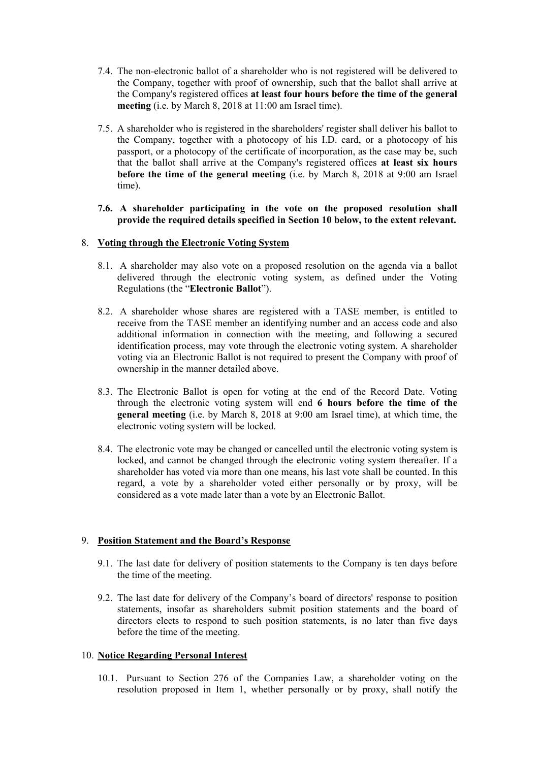7.4. The non-electronic ballot of a shareholder who is not registered will be delivered to the Company, together with proof of ownership, such that the ballot shall arrive at the Company's registered offices **at least four hours before the time of the general meeting** (i.e. by March 8, 2018 at 11:00 am Israel time).

7.5. A shareholder who is registered in the shareholders' register shall deliver his ballot to the Company, together with a photocopy of his I.D. card, or a photocopy of his passport, or a photocopy of the certificate of incorporation, as the case may be, such that the ballot shall arrive at the Company's registered offices **at least six hours before the time of the general meeting** (i.e. by March 8, 2018 at 9:00 am Israel time).

**7.6. A shareholder participating in the vote on the proposed resolution shall provide the required details specified in Section 10 below, to the extent relevant.**

8. **Voting through the Electronic Voting System**

8.1. A shareholder may also vote on a proposed resolution on the agenda via a ballot delivered through the electronic voting system, as defined under the Voting Regulations (the "**Electronic Ballot**").

8.2. A shareholder whose shares are registered with a TASE member, is entitled to receive from the TASE member an identifying number and an access code and also additional information in connection with the meeting, and following a secured identification process, may vote through the electronic voting system. A shareholder voting via an Electronic Ballot is not required to present the Company with proof of ownership in the manner detailed above.

8.3. The Electronic Ballot is open for voting at the end of the Record Date. Voting through the electronic voting system will end **6 hours before the time of the general meeting** (i.e. by March 8, 2018 at 9:00 am Israel time), at which time, the electronic voting system will be locked.

8.4. The electronic vote may be changed or cancelled until the electronic voting system is locked, and cannot be changed through the electronic voting system thereafter. If a shareholder has voted via more than one means, his last vote shall be counted. In this regard, a vote by a shareholder voted either personally or by proxy, will be considered as a vote made later than a vote by an Electronic Ballot.

9. **Position Statement and the Board's Response**

9.1. The last date for delivery of position statements to the Company is ten days before the time of the meeting.

9.2. The last date for delivery of the Company's board of directors' response to position statements, insofar as shareholders submit position statements and the board of directors elects to respond to such position statements, is no later than five days before the time of the meeting.

10. **Notice Regarding Personal Interest**

10.1. Pursuant to Section 276 of the Companies Law, a shareholder voting on the resolution proposed in Item 1, whether personally or by proxy, shall notify the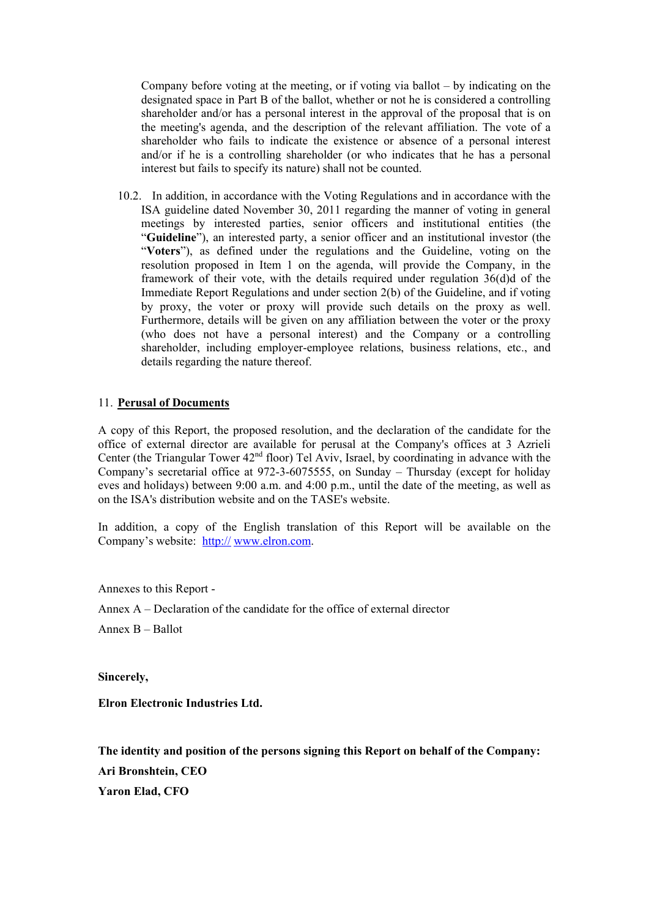Company before voting at the meeting, or if voting via ballot – by indicating on the designated space in Part B of the ballot, whether or not he is considered a controlling shareholder and/or has a personal interest in the approval of the proposal that is on the meeting's agenda, and the description of the relevant affiliation. The vote of a shareholder who fails to indicate the existence or absence of a personal interest and/or if he is a controlling shareholder (or who indicates that he has a personal interest but fails to specify its nature) shall not be counted.

10.2. In addition, in accordance with the Voting Regulations and in accordance with the ISA guideline dated November 30, 2011 regarding the manner of voting in general meetings by interested parties, senior officers and institutional entities (the "**Guideline**"), an interested party, a senior officer and an institutional investor (the "**Voters**"), as defined under the regulations and the Guideline, voting on the resolution proposed in Item 1 on the agenda, will provide the Company, in the framework of their vote, with the details required under regulation 36(d)d of the Immediate Report Regulations and under section 2(b) of the Guideline, and if voting by proxy, the voter or proxy will provide such details on the proxy as well. Furthermore, details will be given on any affiliation between the voter or the proxy (who does not have a personal interest) and the Company or a controlling shareholder, including employer-employee relations, business relations, etc., and details regarding the nature thereof.

11. **Perusal of Documents**

A copy of this Report, the proposed resolution, and the declaration of the candidate for the office of external director are available for perusal at the Company's offices at 3 Azrieli Center (the Triangular Tower 42nd floor) Tel Aviv, Israel, by coordinating in advance with the Company's secretarial office at 972-3-6075555, on Sunday – Thursday (except for holiday eves and holidays) between 9:00 a.m. and 4:00 p.m., until the date of the meeting, as well as on the ISA's distribution website and on the TASE's website.

In addition, a copy of the English translation of this Report will be available on the Company's website: http:// www.elron.com.

Annexes to this Report -

Annex A – Declaration of the candidate for the office of external director

Annex B – Ballot

**Sincerely,**

**Elron Electronic Industries Ltd.**

**The identity and position of the persons signing this Report on behalf of the Company:**

**Ari Bronshtein, CEO**

**Yaron Elad, CFO**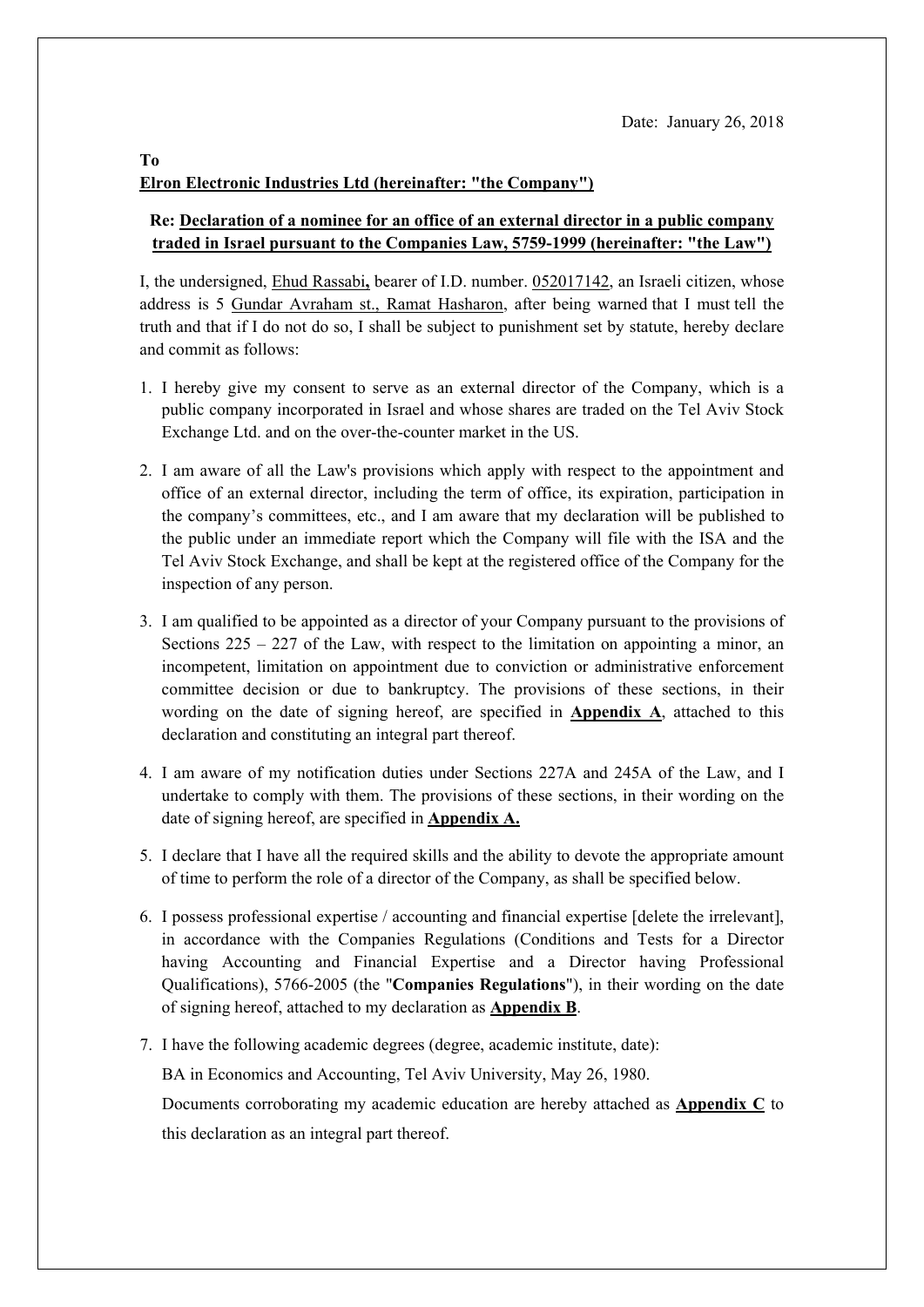Date: January 26, 2018

**To**
**<u>Elron Electronic Industries Ltd (hereinafter: "the Company")</u>**

**Re: <u>Declaration of a nominee for an office of an external director in a public company traded in Israel pursuant to the Companies Law, 5759-1999 (hereinafter: "the Law")</u>**

I, the undersigned, <u>Ehud Rassabi</u>**,** bearer of I.D. number. <u>052017142</u>, an Israeli citizen, whose address is 5 <u>Gundar Avraham st., Ramat Hasharon</u>, after being warned that I must tell the truth and that if I do not do so, I shall be subject to punishment set by statute, hereby declare and commit as follows:

1. I hereby give my consent to serve as an external director of the Company, which is a public company incorporated in Israel and whose shares are traded on the Tel Aviv Stock Exchange Ltd. and on the over-the-counter market in the US.
2. I am aware of all the Law's provisions which apply with respect to the appointment and office of an external director, including the term of office, its expiration, participation in the company's committees, etc., and I am aware that my declaration will be published to the public under an immediate report which the Company will file with the ISA and the Tel Aviv Stock Exchange, and shall be kept at the registered office of the Company for the inspection of any person.
3. I am qualified to be appointed as a director of your Company pursuant to the provisions of Sections 225 – 227 of the Law, with respect to the limitation on appointing a minor, an incompetent, limitation on appointment due to conviction or administrative enforcement committee decision or due to bankruptcy. The provisions of these sections, in their wording on the date of signing hereof, are specified in **<u>Appendix A</u>**, attached to this declaration and constituting an integral part thereof.
4. I am aware of my notification duties under Sections 227A and 245A of the Law, and I undertake to comply with them. The provisions of these sections, in their wording on the date of signing hereof, are specified in **<u>Appendix A.</u>**
5. I declare that I have all the required skills and the ability to devote the appropriate amount of time to perform the role of a director of the Company, as shall be specified below.
6. I possess professional expertise / accounting and financial expertise [delete the irrelevant], in accordance with the Companies Regulations (Conditions and Tests for a Director having Accounting and Financial Expertise and a Director having Professional Qualifications), 5766-2005 (the "**Companies Regulations**"), in their wording on the date of signing hereof, attached to my declaration as **<u>Appendix B</u>**.
7. I have the following academic degrees (degree, academic institute, date):

   BA in Economics and Accounting, Tel Aviv University, May 26, 1980.

   Documents corroborating my academic education are hereby attached as **<u>Appendix C</u>** to this declaration as an integral part thereof.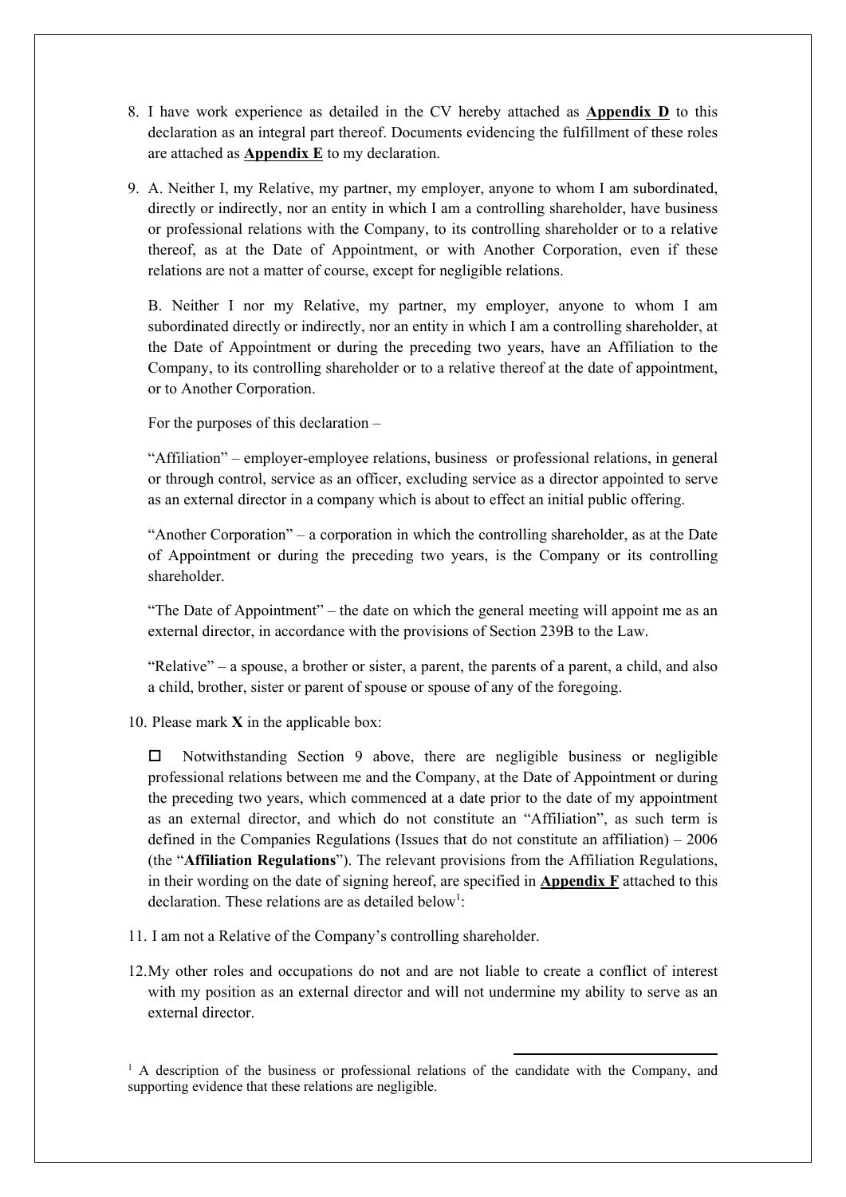8. I have work experience as detailed in the CV hereby attached as **Appendix D** to this declaration as an integral part thereof. Documents evidencing the fulfillment of these roles are attached as **Appendix E** to my declaration.

9. A. Neither I, my Relative, my partner, my employer, anyone to whom I am subordinated, directly or indirectly, nor an entity in which I am a controlling shareholder, have business or professional relations with the Company, to its controlling shareholder or to a relative thereof, as at the Date of Appointment, or with Another Corporation, even if these relations are not a matter of course, except for negligible relations.

   B. Neither I nor my Relative, my partner, my employer, anyone to whom I am subordinated directly or indirectly, nor an entity in which I am a controlling shareholder, at the Date of Appointment or during the preceding two years, have an Affiliation to the Company, to its controlling shareholder or to a relative thereof at the date of appointment, or to Another Corporation.

   For the purposes of this declaration –

   "Affiliation" – employer-employee relations, business or professional relations, in general or through control, service as an officer, excluding service as a director appointed to serve as an external director in a company which is about to effect an initial public offering.

   "Another Corporation" – a corporation in which the controlling shareholder, as at the Date of Appointment or during the preceding two years, is the Company or its controlling shareholder.

   "The Date of Appointment" – the date on which the general meeting will appoint me as an external director, in accordance with the provisions of Section 239B to the Law.

   "Relative" – a spouse, a brother or sister, a parent, the parents of a parent, a child, and also a child, brother, sister or parent of spouse or spouse of any of the foregoing.

10. Please mark **X** in the applicable box:

    ☐ Notwithstanding Section 9 above, there are negligible business or negligible professional relations between me and the Company, at the Date of Appointment or during the preceding two years, which commenced at a date prior to the date of my appointment as an external director, and which do not constitute an "Affiliation", as such term is defined in the Companies Regulations (Issues that do not constitute an affiliation) – 2006 (the "**Affiliation Regulations**"). The relevant provisions from the Affiliation Regulations, in their wording on the date of signing hereof, are specified in **Appendix F** attached to this declaration. These relations are as detailed below[1]:

11. I am not a Relative of the Company's controlling shareholder.

12. My other roles and occupations do not and are not liable to create a conflict of interest with my position as an external director and will not undermine my ability to serve as an external director.

[1] A description of the business or professional relations of the candidate with the Company, and supporting evidence that these relations are negligible.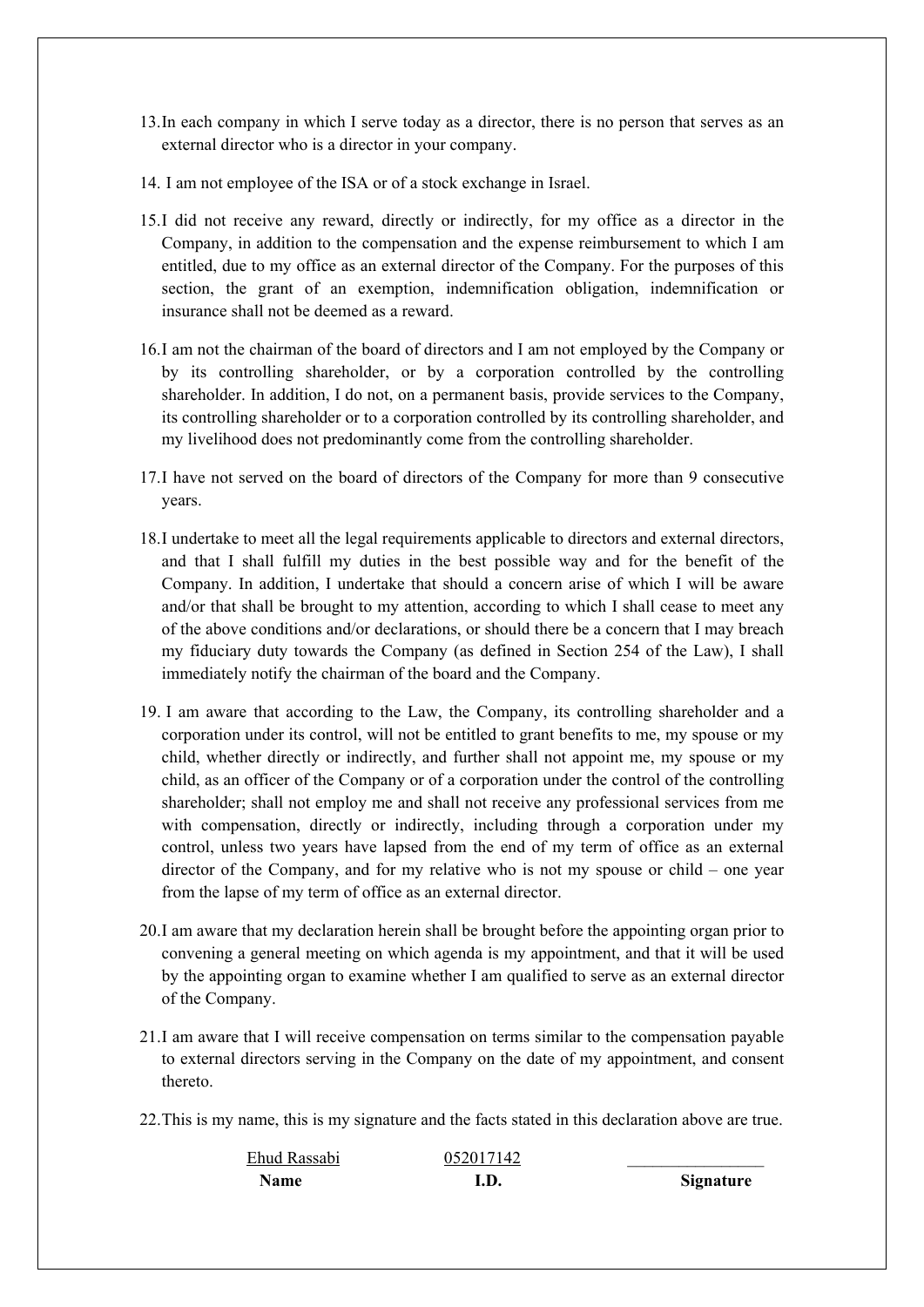13. In each company in which I serve today as a director, there is no person that serves as an external director who is a director in your company.

14. I am not employee of the ISA or of a stock exchange in Israel.

15. I did not receive any reward, directly or indirectly, for my office as a director in the Company, in addition to the compensation and the expense reimbursement to which I am entitled, due to my office as an external director of the Company. For the purposes of this section, the grant of an exemption, indemnification obligation, indemnification or insurance shall not be deemed as a reward.

16. I am not the chairman of the board of directors and I am not employed by the Company or by its controlling shareholder, or by a corporation controlled by the controlling shareholder. In addition, I do not, on a permanent basis, provide services to the Company, its controlling shareholder or to a corporation controlled by its controlling shareholder, and my livelihood does not predominantly come from the controlling shareholder.

17. I have not served on the board of directors of the Company for more than 9 consecutive years.

18. I undertake to meet all the legal requirements applicable to directors and external directors, and that I shall fulfill my duties in the best possible way and for the benefit of the Company. In addition, I undertake that should a concern arise of which I will be aware and/or that shall be brought to my attention, according to which I shall cease to meet any of the above conditions and/or declarations, or should there be a concern that I may breach my fiduciary duty towards the Company (as defined in Section 254 of the Law), I shall immediately notify the chairman of the board and the Company.

19. I am aware that according to the Law, the Company, its controlling shareholder and a corporation under its control, will not be entitled to grant benefits to me, my spouse or my child, whether directly or indirectly, and further shall not appoint me, my spouse or my child, as an officer of the Company or of a corporation under the control of the controlling shareholder; shall not employ me and shall not receive any professional services from me with compensation, directly or indirectly, including through a corporation under my control, unless two years have lapsed from the end of my term of office as an external director of the Company, and for my relative who is not my spouse or child – one year from the lapse of my term of office as an external director.

20. I am aware that my declaration herein shall be brought before the appointing organ prior to convening a general meeting on which agenda is my appointment, and that it will be used by the appointing organ to examine whether I am qualified to serve as an external director of the Company.

21. I am aware that I will receive compensation on terms similar to the compensation payable to external directors serving in the Company on the date of my appointment, and consent thereto.

22. This is my name, this is my signature and the facts stated in this declaration above are true.

| Ehud Rassabi | 052017142 | ________________ |
|---|---|---|
| **Name** | **I.D.** | **Signature** |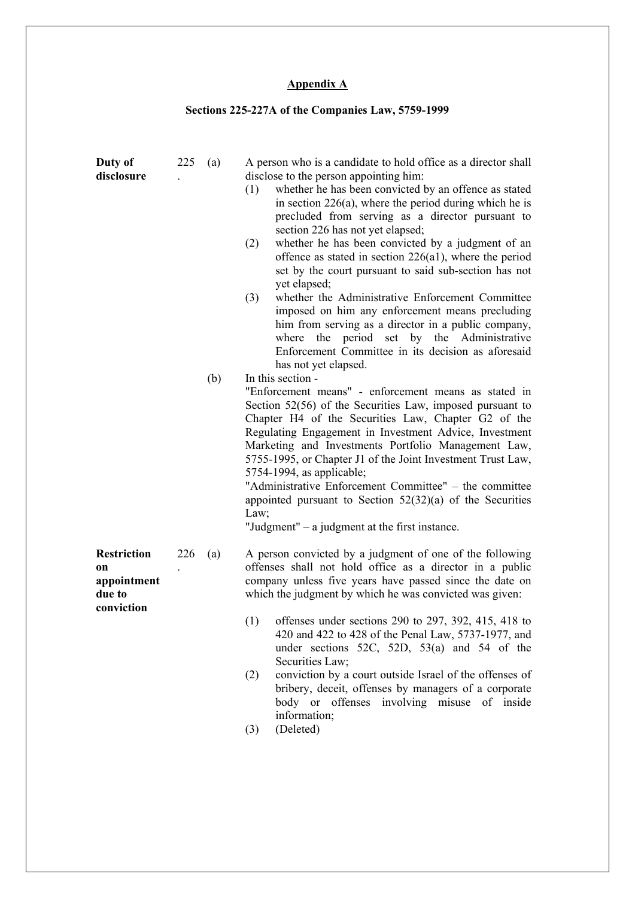## Appendix A

### Sections 225-227A of the Companies Law, 5759-1999

**Duty of disclosure**

225. (a) A person who is a candidate to hold office as a director shall disclose to the person appointing him:

(1) whether he has been convicted by an offence as stated in section 226(a), where the period during which he is precluded from serving as a director pursuant to section 226 has not yet elapsed;

(2) whether he has been convicted by a judgment of an offence as stated in section 226(a1), where the period set by the court pursuant to said sub-section has not yet elapsed;

(3) whether the Administrative Enforcement Committee imposed on him any enforcement means precluding him from serving as a director in a public company, where the period set by the Administrative Enforcement Committee in its decision as aforesaid has not yet elapsed.

(b) In this section -

"Enforcement means" - enforcement means as stated in Section 52(56) of the Securities Law, imposed pursuant to Chapter H4 of the Securities Law, Chapter G2 of the Regulating Engagement in Investment Advice, Investment Marketing and Investments Portfolio Management Law, 5755-1995, or Chapter J1 of the Joint Investment Trust Law, 5754-1994, as applicable;

"Administrative Enforcement Committee" – the committee appointed pursuant to Section 52(32)(a) of the Securities Law;

"Judgment" – a judgment at the first instance.

**Restriction on appointment due to conviction**

226. (a) A person convicted by a judgment of one of the following offenses shall not hold office as a director in a public company unless five years have passed since the date on which the judgment by which he was convicted was given:

(1) offenses under sections 290 to 297, 392, 415, 418 to 420 and 422 to 428 of the Penal Law, 5737-1977, and under sections 52C, 52D, 53(a) and 54 of the Securities Law;

(2) conviction by a court outside Israel of the offenses of bribery, deceit, offenses by managers of a corporate body or offenses involving misuse of inside information;

(3) (Deleted)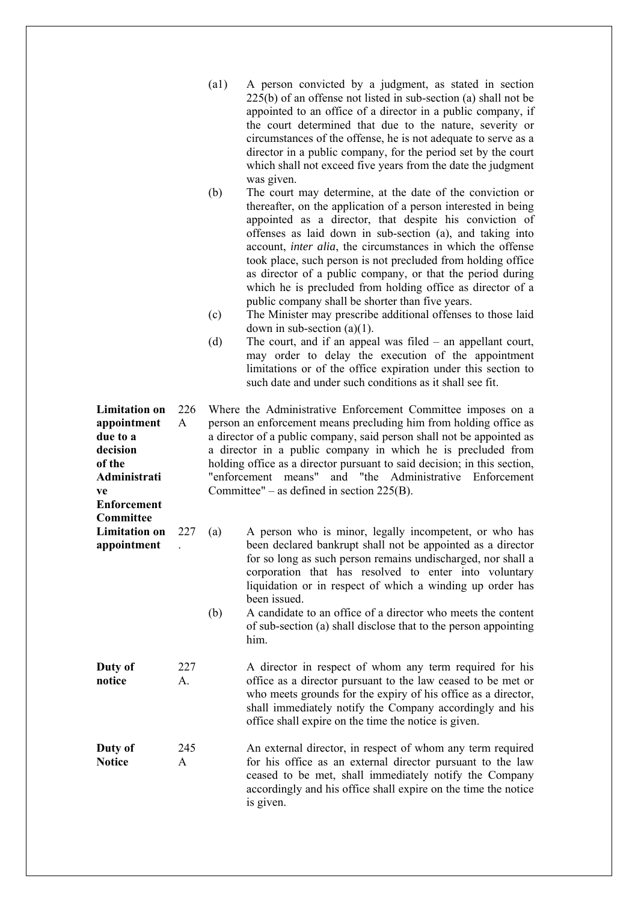(a1) A person convicted by a judgment, as stated in section 225(b) of an offense not listed in sub-section (a) shall not be appointed to an office of a director in a public company, if the court determined that due to the nature, severity or circumstances of the offense, he is not adequate to serve as a director in a public company, for the period set by the court which shall not exceed five years from the date the judgment was given.

(b) The court may determine, at the date of the conviction or thereafter, on the application of a person interested in being appointed as a director, that despite his conviction of offenses as laid down in sub-section (a), and taking into account, *inter alia*, the circumstances in which the offense took place, such person is not precluded from holding office as director of a public company, or that the period during which he is precluded from holding office as director of a public company shall be shorter than five years.

(c) The Minister may prescribe additional offenses to those laid down in sub-section (a)(1).

(d) The court, and if an appeal was filed – an appellant court, may order to delay the execution of the appointment limitations or of the office expiration under this section to such date and under such conditions as it shall see fit.

**Limitation on appointment due to a decision of the Administrative Enforcement Committee**

226 A Where the Administrative Enforcement Committee imposes on a person an enforcement means precluding him from holding office as a director of a public company, said person shall not be appointed as a director in a public company in which he is precluded from holding office as a director pursuant to said decision; in this section, "enforcement means" and "the Administrative Enforcement Committee" – as defined in section 225(B).

**Limitation on appointment**

227. (a) A person who is minor, legally incompetent, or who has been declared bankrupt shall not be appointed as a director for so long as such person remains undischarged, nor shall a corporation that has resolved to enter into voluntary liquidation or in respect of which a winding up order has been issued.

(b) A candidate to an office of a director who meets the content of sub-section (a) shall disclose that to the person appointing him.

**Duty of notice**

227 A. A director in respect of whom any term required for his office as a director pursuant to the law ceased to be met or who meets grounds for the expiry of his office as a director, shall immediately notify the Company accordingly and his office shall expire on the time the notice is given.

**Duty of Notice**

245 A An external director, in respect of whom any term required for his office as an external director pursuant to the law ceased to be met, shall immediately notify the Company accordingly and his office shall expire on the time the notice is given.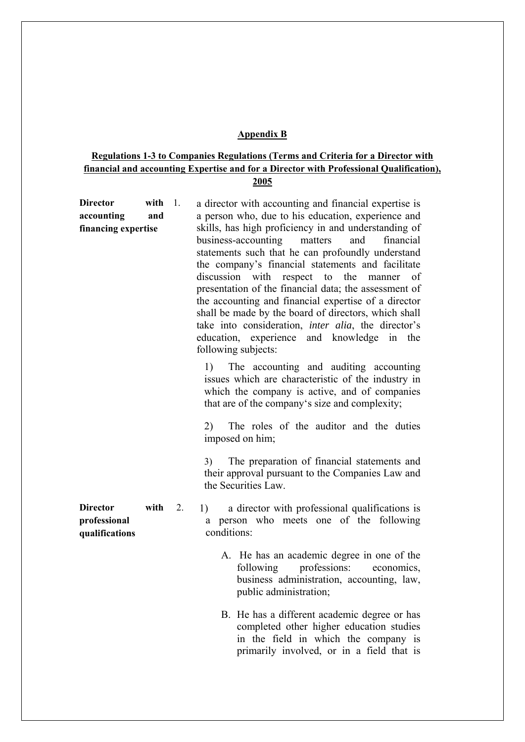## Appendix B

### Regulations 1-3 to Companies Regulations (Terms and Criteria for a Director with financial and accounting Expertise and for a Director with Professional Qualification), 2005

**Director with accounting and financing expertise**

1. a director with accounting and financial expertise is a person who, due to his education, experience and skills, has high proficiency in and understanding of business-accounting matters and financial statements such that he can profoundly understand the company's financial statements and facilitate discussion with respect to the manner of presentation of the financial data; the assessment of the accounting and financial expertise of a director shall be made by the board of directors, which shall take into consideration, *inter alia*, the director's education, experience and knowledge in the following subjects:

   1) The accounting and auditing accounting issues which are characteristic of the industry in which the company is active, and of companies that are of the company's size and complexity;

   2) The roles of the auditor and the duties imposed on him;

   3) The preparation of financial statements and their approval pursuant to the Companies Law and the Securities Law.

**Director with professional qualifications**

2. 1) a director with professional qualifications is a person who meets one of the following conditions:

   A. He has an academic degree in one of the following professions: economics, business administration, accounting, law, public administration;

   B. He has a different academic degree or has completed other higher education studies in the field in which the company is primarily involved, or in a field that is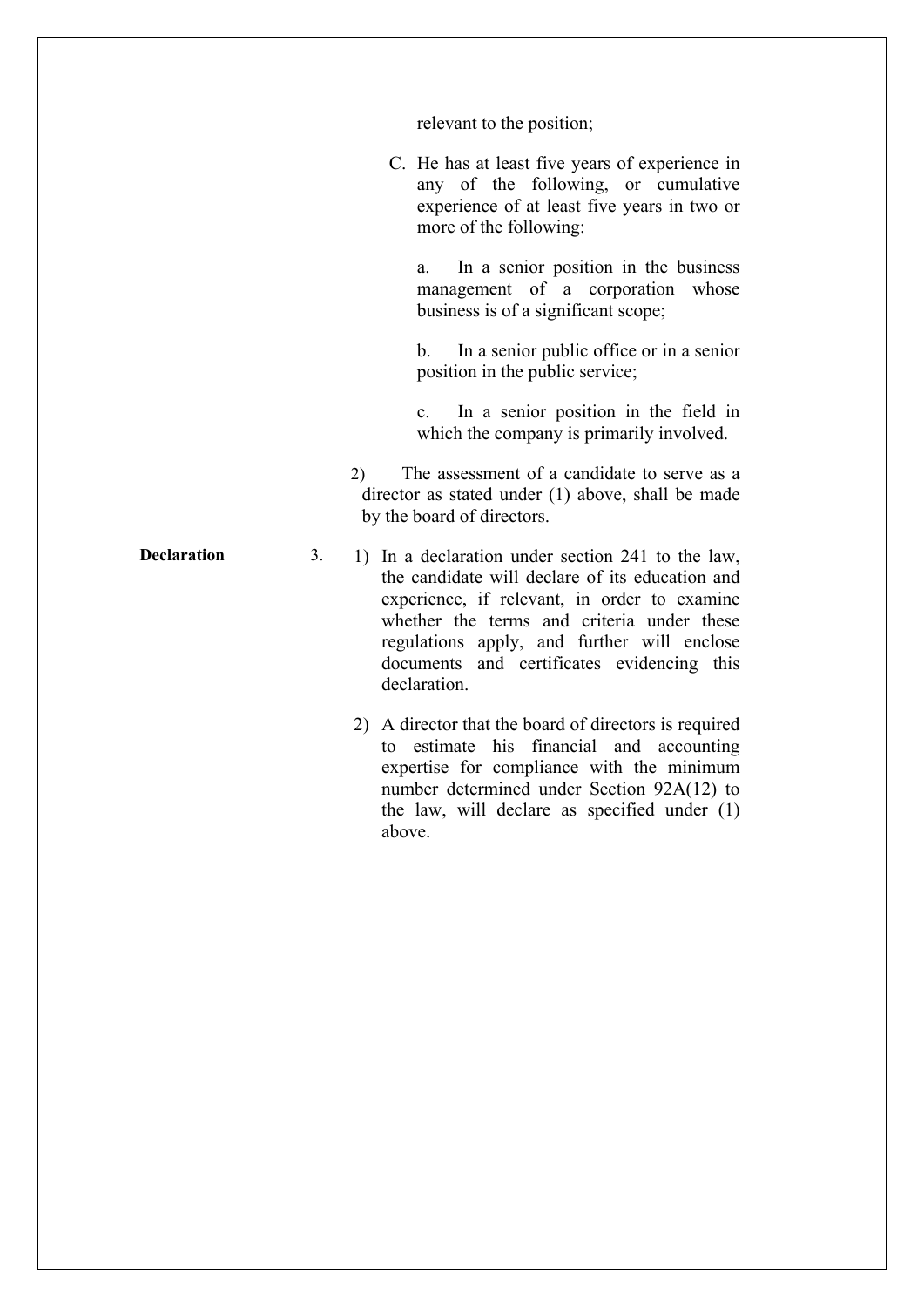relevant to the position;

C. He has at least five years of experience in any of the following, or cumulative experience of at least five years in two or more of the following:

a. In a senior position in the business management of a corporation whose business is of a significant scope;

b. In a senior public office or in a senior position in the public service;

c. In a senior position in the field in which the company is primarily involved.

2) The assessment of a candidate to serve as a director as stated under (1) above, shall be made by the board of directors.

**Declaration**

3. 1) In a declaration under section 241 to the law, the candidate will declare of its education and experience, if relevant, in order to examine whether the terms and criteria under these regulations apply, and further will enclose documents and certificates evidencing this declaration.

2) A director that the board of directors is required to estimate his financial and accounting expertise for compliance with the minimum number determined under Section 92A(12) to the law, will declare as specified under (1) above.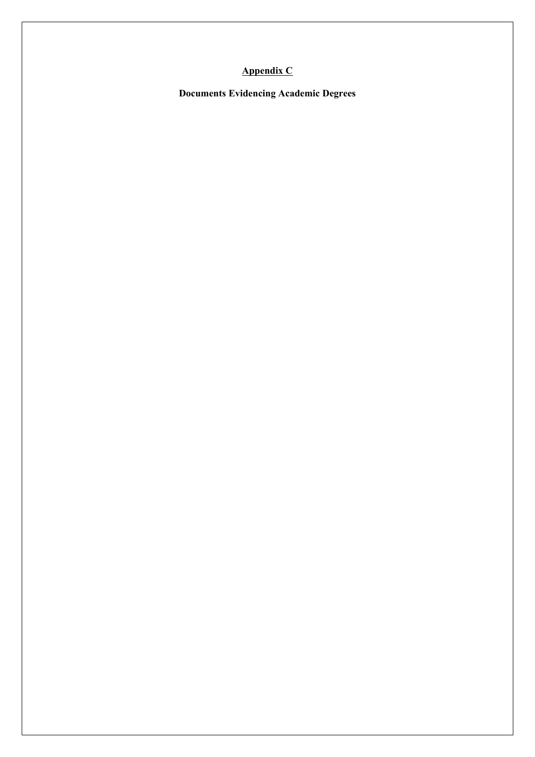## Appendix C

**Documents Evidencing Academic Degrees**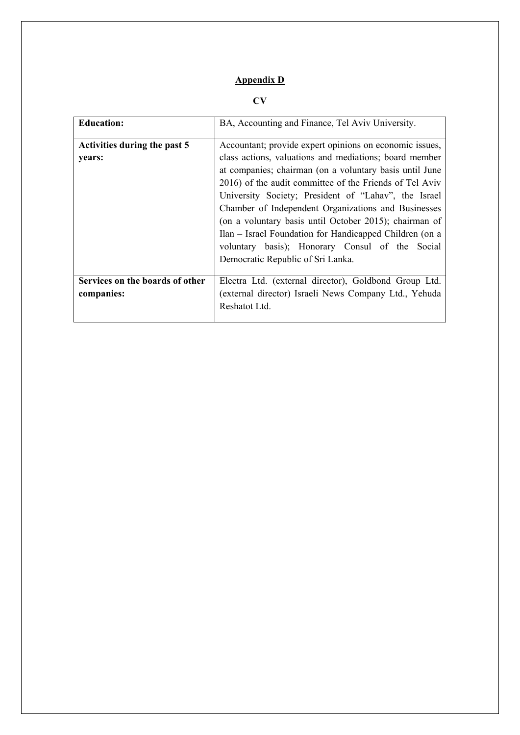**Appendix D**

**CV**

| **Education:** | BA, Accounting and Finance, Tel Aviv University. |
|---|---|
| **Activities during the past 5 years:** | Accountant; provide expert opinions on economic issues, class actions, valuations and mediations; board member at companies; chairman (on a voluntary basis until June 2016) of the audit committee of the Friends of Tel Aviv University Society; President of "Lahav", the Israel Chamber of Independent Organizations and Businesses (on a voluntary basis until October 2015); chairman of Ilan – Israel Foundation for Handicapped Children (on a voluntary basis); Honorary Consul of the Social Democratic Republic of Sri Lanka. |
| **Services on the boards of other companies:** | Electra Ltd. (external director), Goldbond Group Ltd. (external director) Israeli News Company Ltd., Yehuda Reshatot Ltd. |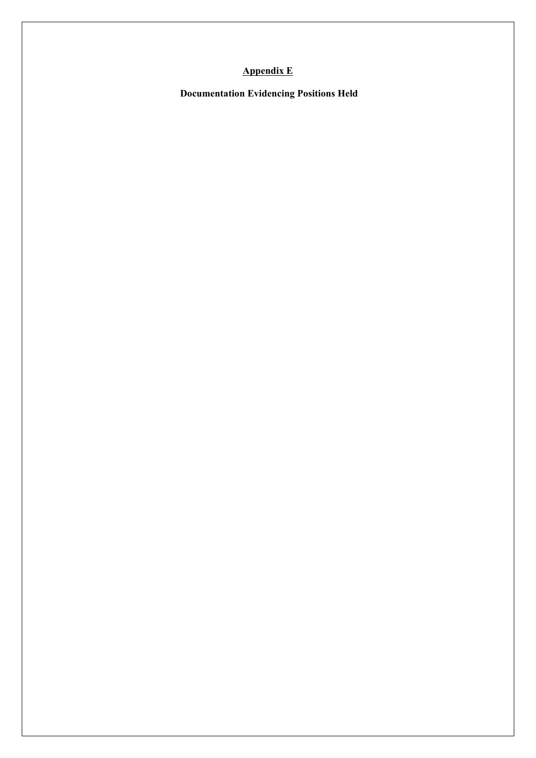# Appendix E

**Documentation Evidencing Positions Held**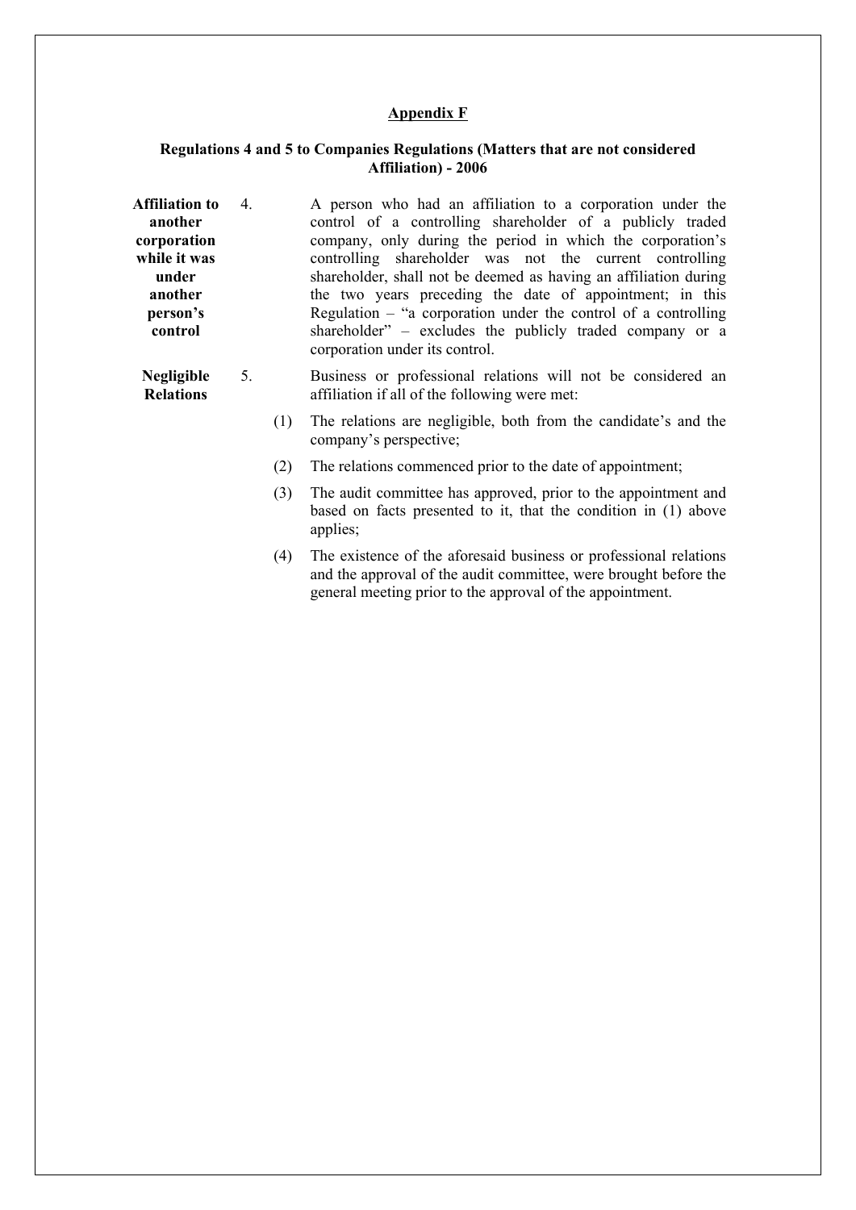## Appendix F

### Regulations 4 and 5 to Companies Regulations (Matters that are not considered Affiliation) - 2006

**Affiliation to another corporation while it was under another person's control**

4. A person who had an affiliation to a corporation under the control of a controlling shareholder of a publicly traded company, only during the period in which the corporation's controlling shareholder was not the current controlling shareholder, shall not be deemed as having an affiliation during the two years preceding the date of appointment; in this Regulation – "a corporation under the control of a controlling shareholder" – excludes the publicly traded company or a corporation under its control.

**Negligible Relations**

5. Business or professional relations will not be considered an affiliation if all of the following were met:

   (1) The relations are negligible, both from the candidate's and the company's perspective;

   (2) The relations commenced prior to the date of appointment;

   (3) The audit committee has approved, prior to the appointment and based on facts presented to it, that the condition in (1) above applies;

   (4) The existence of the aforesaid business or professional relations and the approval of the audit committee, were brought before the general meeting prior to the approval of the appointment.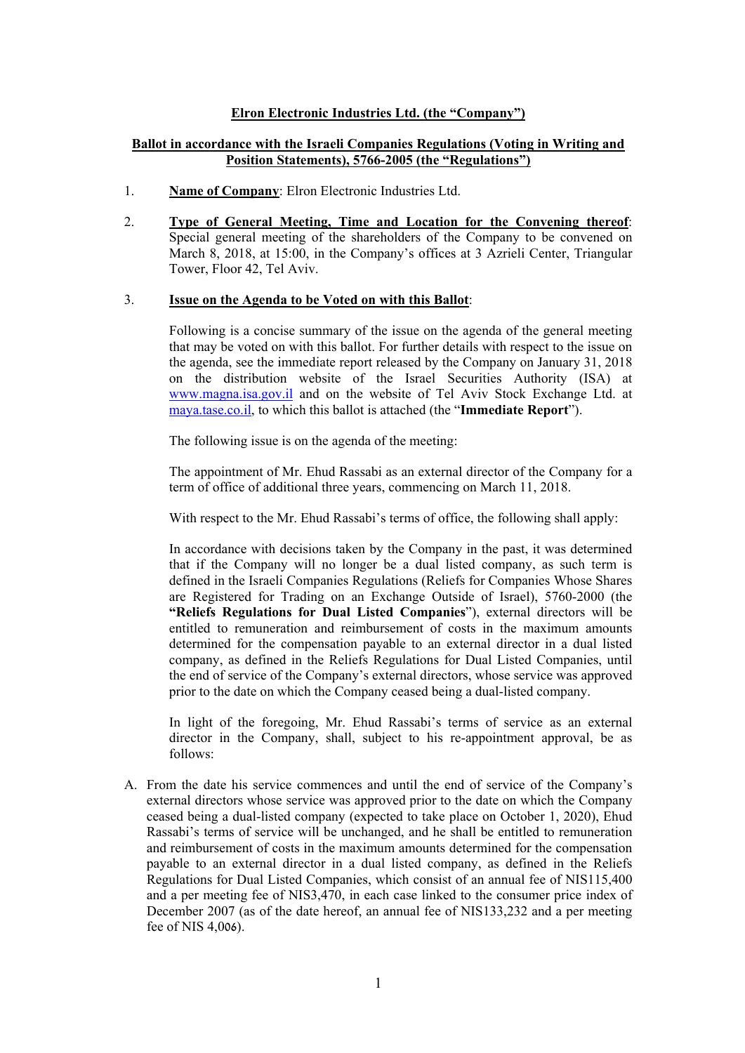**Elron Electronic Industries Ltd. (the "Company")**

**Ballot in accordance with the Israeli Companies Regulations (Voting in Writing and Position Statements), 5766-2005 (the "Regulations")**

1. **Name of Company**: Elron Electronic Industries Ltd.

2. **Type of General Meeting, Time and Location for the Convening thereof**: Special general meeting of the shareholders of the Company to be convened on March 8, 2018, at 15:00, in the Company's offices at 3 Azrieli Center, Triangular Tower, Floor 42, Tel Aviv.

3. **Issue on the Agenda to be Voted on with this Ballot**:

   Following is a concise summary of the issue on the agenda of the general meeting that may be voted on with this ballot. For further details with respect to the issue on the agenda, see the immediate report released by the Company on January 31, 2018 on the distribution website of the Israel Securities Authority (ISA) at www.magna.isa.gov.il and on the website of Tel Aviv Stock Exchange Ltd. at maya.tase.co.il, to which this ballot is attached (the "**Immediate Report**").

   The following issue is on the agenda of the meeting:

   The appointment of Mr. Ehud Rassabi as an external director of the Company for a term of office of additional three years, commencing on March 11, 2018.

   With respect to the Mr. Ehud Rassabi's terms of office, the following shall apply:

   In accordance with decisions taken by the Company in the past, it was determined that if the Company will no longer be a dual listed company, as such term is defined in the Israeli Companies Regulations (Reliefs for Companies Whose Shares are Registered for Trading on an Exchange Outside of Israel), 5760-2000 (the **"Reliefs Regulations for Dual Listed Companies"**), external directors will be entitled to remuneration and reimbursement of costs in the maximum amounts determined for the compensation payable to an external director in a dual listed company, as defined in the Reliefs Regulations for Dual Listed Companies, until the end of service of the Company's external directors, whose service was approved prior to the date on which the Company ceased being a dual-listed company.

   In light of the foregoing, Mr. Ehud Rassabi's terms of service as an external director in the Company, shall, subject to his re-appointment approval, be as follows:

A. From the date his service commences and until the end of service of the Company's external directors whose service was approved prior to the date on which the Company ceased being a dual-listed company (expected to take place on October 1, 2020), Ehud Rassabi's terms of service will be unchanged, and he shall be entitled to remuneration and reimbursement of costs in the maximum amounts determined for the compensation payable to an external director in a dual listed company, as defined in the Reliefs Regulations for Dual Listed Companies, which consist of an annual fee of NIS115,400 and a per meeting fee of NIS3,470, in each case linked to the consumer price index of December 2007 (as of the date hereof, an annual fee of NIS133,232 and a per meeting fee of NIS 4,006).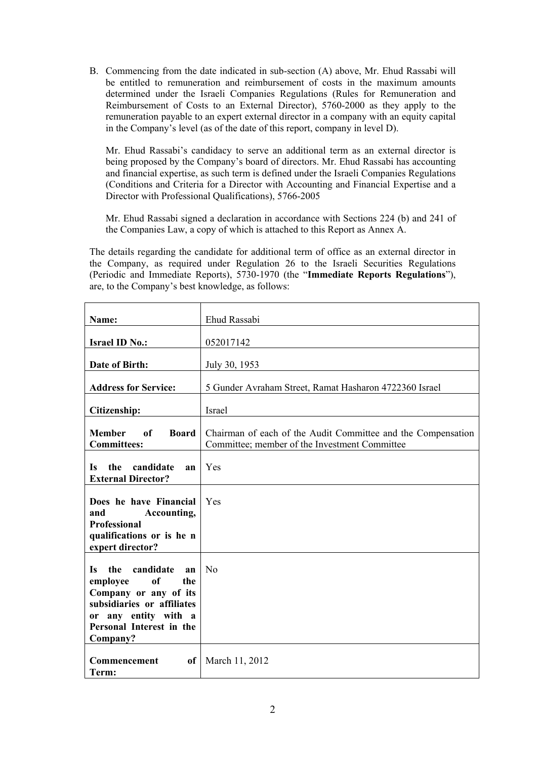B. Commencing from the date indicated in sub-section (A) above, Mr. Ehud Rassabi will be entitled to remuneration and reimbursement of costs in the maximum amounts determined under the Israeli Companies Regulations (Rules for Remuneration and Reimbursement of Costs to an External Director), 5760-2000 as they apply to the remuneration payable to an expert external director in a company with an equity capital in the Company's level (as of the date of this report, company in level D).

   Mr. Ehud Rassabi's candidacy to serve an additional term as an external director is being proposed by the Company's board of directors. Mr. Ehud Rassabi has accounting and financial expertise, as such term is defined under the Israeli Companies Regulations (Conditions and Criteria for a Director with Accounting and Financial Expertise and a Director with Professional Qualifications), 5766-2005

   Mr. Ehud Rassabi signed a declaration in accordance with Sections 224 (b) and 241 of the Companies Law, a copy of which is attached to this Report as Annex A.

The details regarding the candidate for additional term of office as an external director in the Company, as required under Regulation 26 to the Israeli Securities Regulations (Periodic and Immediate Reports), 5730-1970 (the "**Immediate Reports Regulations**"), are, to the Company's best knowledge, as follows:

| **Name:** | Ehud Rassabi |
|---|---|
| **Israel ID No.:** | 052017142 |
| **Date of Birth:** | July 30, 1953 |
| **Address for Service:** | 5 Gunder Avraham Street, Ramat Hasharon 4722360 Israel |
| **Citizenship:** | Israel |
| **Member of Board Committees:** | Chairman of each of the Audit Committee and the Compensation Committee; member of the Investment Committee |
| **Is the candidate an External Director?** | Yes |
| **Does he have Financial and Accounting, Professional qualifications or is he n expert director?** | Yes |
| **Is the candidate an employee of the Company or any of its subsidiaries or affiliates or any entity with a Personal Interest in the Company?** | No |
| **Commencement of Term:** | March 11, 2012 |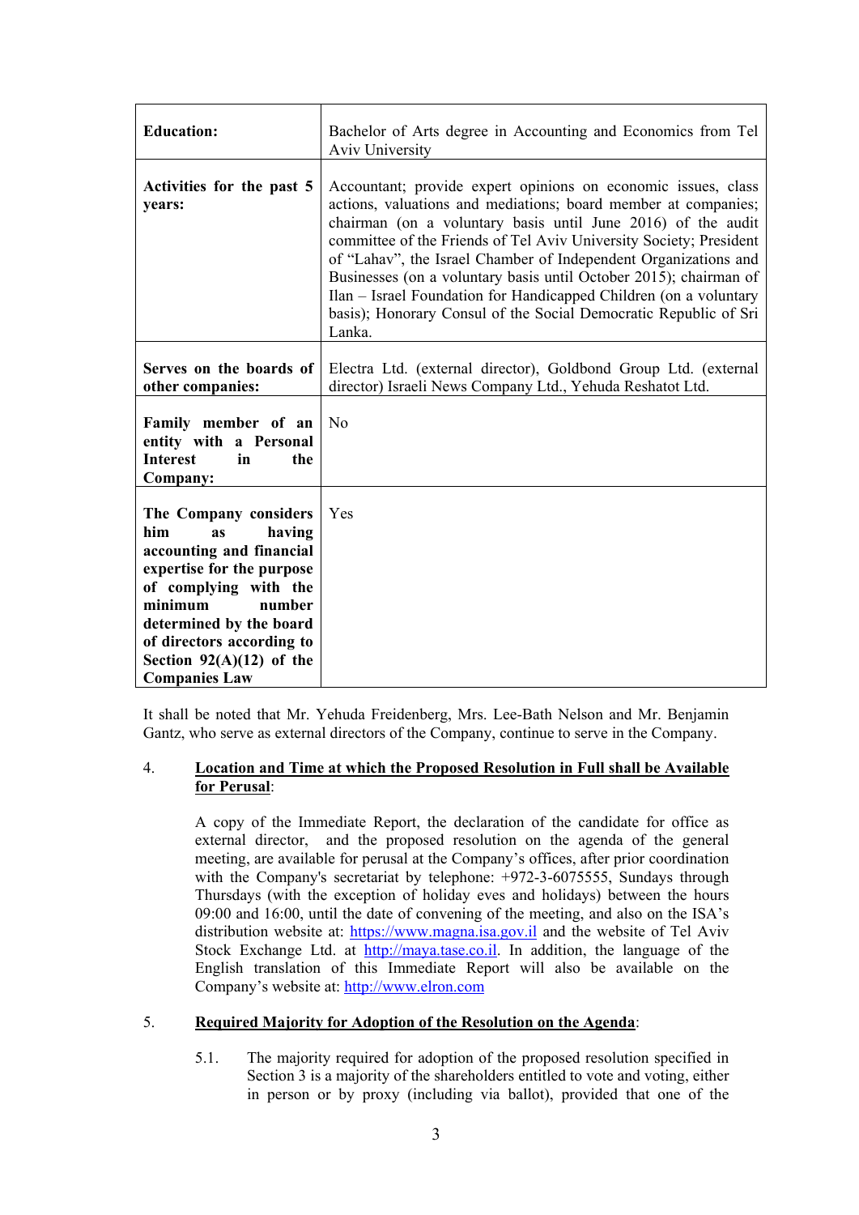| | |
|---|---|
| **Education:** | Bachelor of Arts degree in Accounting and Economics from Tel Aviv University |
| **Activities for the past 5 years:** | Accountant; provide expert opinions on economic issues, class actions, valuations and mediations; board member at companies; chairman (on a voluntary basis until June 2016) of the audit committee of the Friends of Tel Aviv University Society; President of "Lahav", the Israel Chamber of Independent Organizations and Businesses (on a voluntary basis until October 2015); chairman of Ilan – Israel Foundation for Handicapped Children (on a voluntary basis); Honorary Consul of the Social Democratic Republic of Sri Lanka. |
| **Serves on the boards of other companies:** | Electra Ltd. (external director), Goldbond Group Ltd. (external director) Israeli News Company Ltd., Yehuda Reshatot Ltd. |
| **Family member of an entity with a Personal Interest in the Company:** | No |
| **The Company considers him as having accounting and financial expertise for the purpose of complying with the minimum number determined by the board of directors according to Section 92(A)(12) of the Companies Law** | Yes |

It shall be noted that Mr. Yehuda Freidenberg, Mrs. Lee-Bath Nelson and Mr. Benjamin Gantz, who serve as external directors of the Company, continue to serve in the Company.

4. **Location and Time at which the Proposed Resolution in Full shall be Available for Perusal**:

   A copy of the Immediate Report, the declaration of the candidate for office as external director, and the proposed resolution on the agenda of the general meeting, are available for perusal at the Company's offices, after prior coordination with the Company's secretariat by telephone: +972-3-6075555, Sundays through Thursdays (with the exception of holiday eves and holidays) between the hours 09:00 and 16:00, until the date of convening of the meeting, and also on the ISA's distribution website at: https://www.magna.isa.gov.il and the website of Tel Aviv Stock Exchange Ltd. at http://maya.tase.co.il. In addition, the language of the English translation of this Immediate Report will also be available on the Company's website at: http://www.elron.com

5. **Required Majority for Adoption of the Resolution on the Agenda**:

   5.1. The majority required for adoption of the proposed resolution specified in Section 3 is a majority of the shareholders entitled to vote and voting, either in person or by proxy (including via ballot), provided that one of the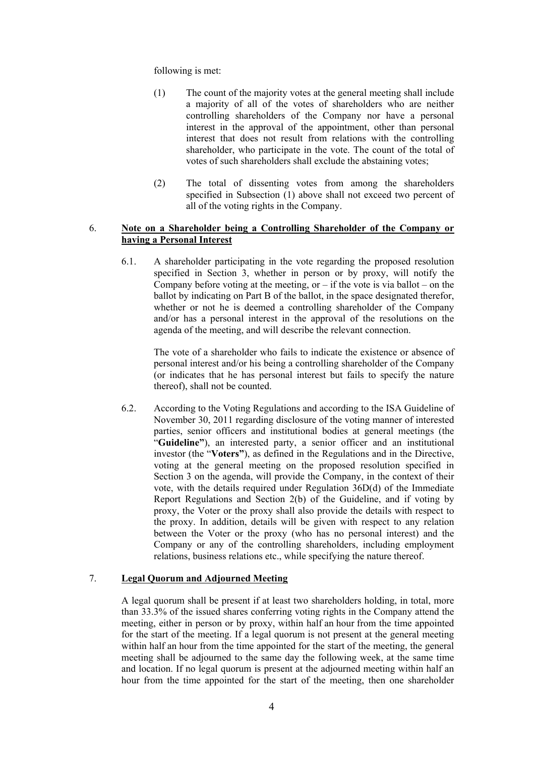following is met:

(1) The count of the majority votes at the general meeting shall include a majority of all of the votes of shareholders who are neither controlling shareholders of the Company nor have a personal interest in the approval of the appointment, other than personal interest that does not result from relations with the controlling shareholder, who participate in the vote. The count of the total of votes of such shareholders shall exclude the abstaining votes;

(2) The total of dissenting votes from among the shareholders specified in Subsection (1) above shall not exceed two percent of all of the voting rights in the Company.

## 6. Note on a Shareholder being a Controlling Shareholder of the Company or having a Personal Interest

6.1. A shareholder participating in the vote regarding the proposed resolution specified in Section 3, whether in person or by proxy, will notify the Company before voting at the meeting, or – if the vote is via ballot – on the ballot by indicating on Part B of the ballot, in the space designated therefor, whether or not he is deemed a controlling shareholder of the Company and/or has a personal interest in the approval of the resolutions on the agenda of the meeting, and will describe the relevant connection.

The vote of a shareholder who fails to indicate the existence or absence of personal interest and/or his being a controlling shareholder of the Company (or indicates that he has personal interest but fails to specify the nature thereof), shall not be counted.

6.2. According to the Voting Regulations and according to the ISA Guideline of November 30, 2011 regarding disclosure of the voting manner of interested parties, senior officers and institutional bodies at general meetings (the "**Guideline"**), an interested party, a senior officer and an institutional investor (the "**Voters"**), as defined in the Regulations and in the Directive, voting at the general meeting on the proposed resolution specified in Section 3 on the agenda, will provide the Company, in the context of their vote, with the details required under Regulation 36D(d) of the Immediate Report Regulations and Section 2(b) of the Guideline, and if voting by proxy, the Voter or the proxy shall also provide the details with respect to the proxy. In addition, details will be given with respect to any relation between the Voter or the proxy (who has no personal interest) and the Company or any of the controlling shareholders, including employment relations, business relations etc., while specifying the nature thereof.

## 7. Legal Quorum and Adjourned Meeting

A legal quorum shall be present if at least two shareholders holding, in total, more than 33.3% of the issued shares conferring voting rights in the Company attend the meeting, either in person or by proxy, within half an hour from the time appointed for the start of the meeting. If a legal quorum is not present at the general meeting within half an hour from the time appointed for the start of the meeting, the general meeting shall be adjourned to the same day the following week, at the same time and location. If no legal quorum is present at the adjourned meeting within half an hour from the time appointed for the start of the meeting, then one shareholder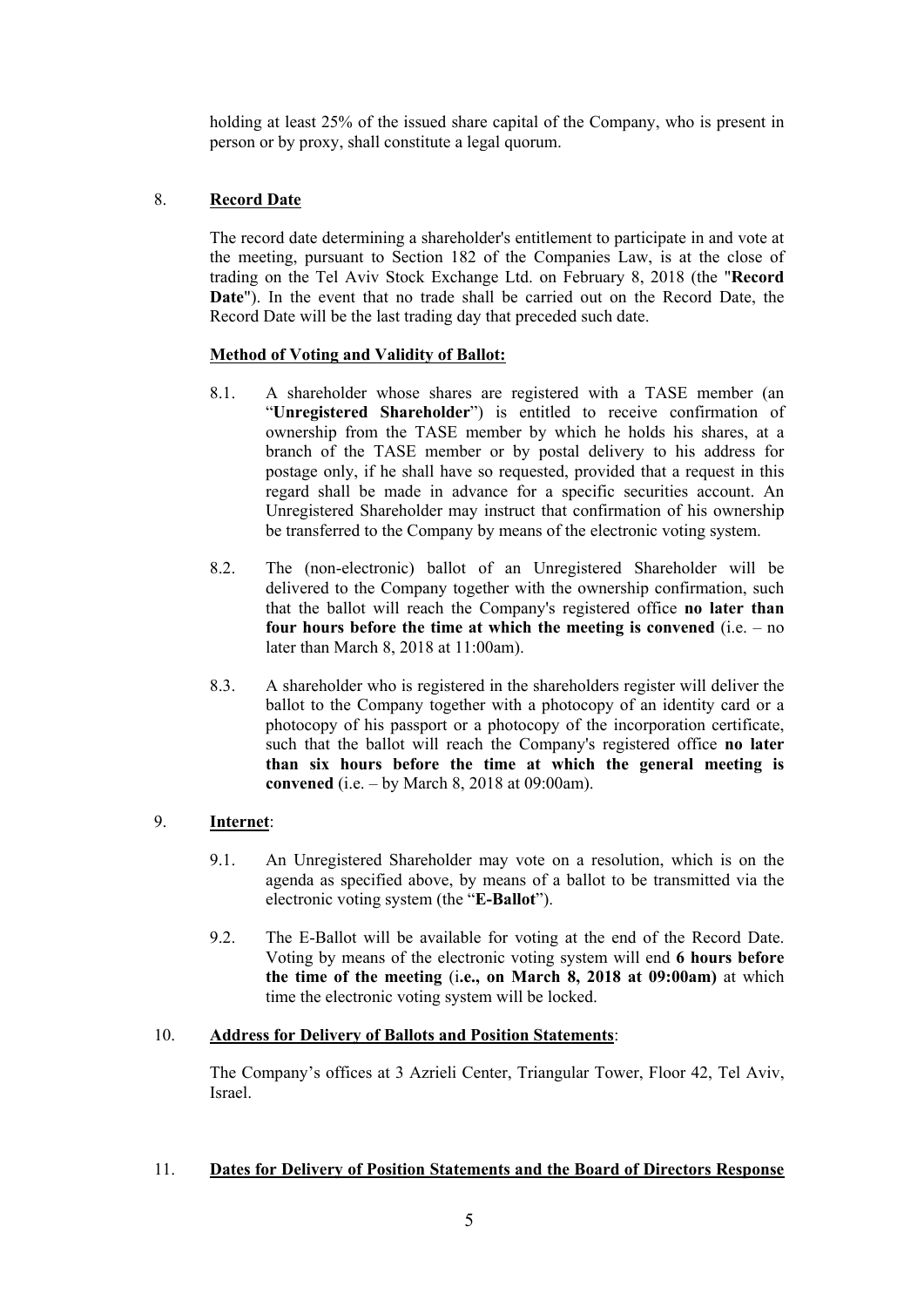holding at least 25% of the issued share capital of the Company, who is present in person or by proxy, shall constitute a legal quorum.

8. **Record Date**

The record date determining a shareholder's entitlement to participate in and vote at the meeting, pursuant to Section 182 of the Companies Law, is at the close of trading on the Tel Aviv Stock Exchange Ltd. on February 8, 2018 (the "**Record Date**"). In the event that no trade shall be carried out on the Record Date, the Record Date will be the last trading day that preceded such date.

**Method of Voting and Validity of Ballot:**

8.1. A shareholder whose shares are registered with a TASE member (an "**Unregistered Shareholder**") is entitled to receive confirmation of ownership from the TASE member by which he holds his shares, at a branch of the TASE member or by postal delivery to his address for postage only, if he shall have so requested, provided that a request in this regard shall be made in advance for a specific securities account. An Unregistered Shareholder may instruct that confirmation of his ownership be transferred to the Company by means of the electronic voting system.

8.2. The (non-electronic) ballot of an Unregistered Shareholder will be delivered to the Company together with the ownership confirmation, such that the ballot will reach the Company's registered office **no later than four hours before the time at which the meeting is convened** (i.e. – no later than March 8, 2018 at 11:00am).

8.3. A shareholder who is registered in the shareholders register will deliver the ballot to the Company together with a photocopy of an identity card or a photocopy of his passport or a photocopy of the incorporation certificate, such that the ballot will reach the Company's registered office **no later than six hours before the time at which the general meeting is convened** (i.e. – by March 8, 2018 at 09:00am).

9. **Internet**:

9.1. An Unregistered Shareholder may vote on a resolution, which is on the agenda as specified above, by means of a ballot to be transmitted via the electronic voting system (the "**E-Ballot**").

9.2. The E-Ballot will be available for voting at the end of the Record Date. Voting by means of the electronic voting system will end **6 hours before the time of the meeting** (**i.e., on March 8, 2018 at 09:00am)** at which time the electronic voting system will be locked.

10. **Address for Delivery of Ballots and Position Statements**:

The Company's offices at 3 Azrieli Center, Triangular Tower, Floor 42, Tel Aviv, Israel.

11. **Dates for Delivery of Position Statements and the Board of Directors Response**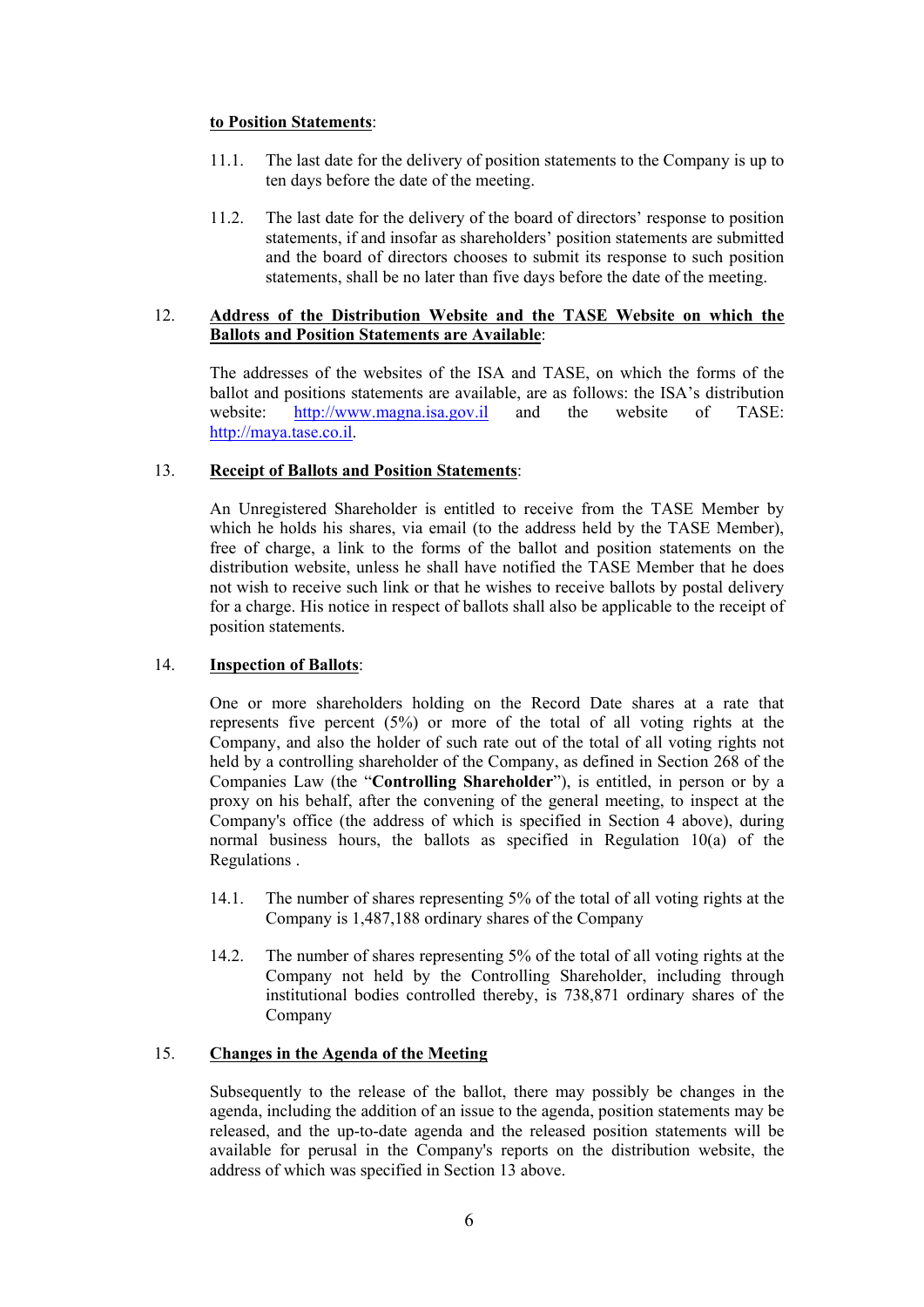**to Position Statements**:

11.1. The last date for the delivery of position statements to the Company is up to ten days before the date of the meeting.

11.2. The last date for the delivery of the board of directors' response to position statements, if and insofar as shareholders' position statements are submitted and the board of directors chooses to submit its response to such position statements, shall be no later than five days before the date of the meeting.

12. **Address of the Distribution Website and the TASE Website on which the Ballots and Position Statements are Available**:

The addresses of the websites of the ISA and TASE, on which the forms of the ballot and positions statements are available, are as follows: the ISA's distribution website: http://www.magna.isa.gov.il and the website of TASE: http://maya.tase.co.il.

13. **Receipt of Ballots and Position Statements**:

An Unregistered Shareholder is entitled to receive from the TASE Member by which he holds his shares, via email (to the address held by the TASE Member), free of charge, a link to the forms of the ballot and position statements on the distribution website, unless he shall have notified the TASE Member that he does not wish to receive such link or that he wishes to receive ballots by postal delivery for a charge. His notice in respect of ballots shall also be applicable to the receipt of position statements.

14. **Inspection of Ballots**:

One or more shareholders holding on the Record Date shares at a rate that represents five percent (5%) or more of the total of all voting rights at the Company, and also the holder of such rate out of the total of all voting rights not held by a controlling shareholder of the Company, as defined in Section 268 of the Companies Law (the "**Controlling Shareholder**"), is entitled, in person or by a proxy on his behalf, after the convening of the general meeting, to inspect at the Company's office (the address of which is specified in Section 4 above), during normal business hours, the ballots as specified in Regulation 10(a) of the Regulations .

14.1. The number of shares representing 5% of the total of all voting rights at the Company is 1,487,188 ordinary shares of the Company

14.2. The number of shares representing 5% of the total of all voting rights at the Company not held by the Controlling Shareholder, including through institutional bodies controlled thereby, is 738,871 ordinary shares of the Company

15. **Changes in the Agenda of the Meeting**

Subsequently to the release of the ballot, there may possibly be changes in the agenda, including the addition of an issue to the agenda, position statements may be released, and the up-to-date agenda and the released position statements will be available for perusal in the Company's reports on the distribution website, the address of which was specified in Section 13 above.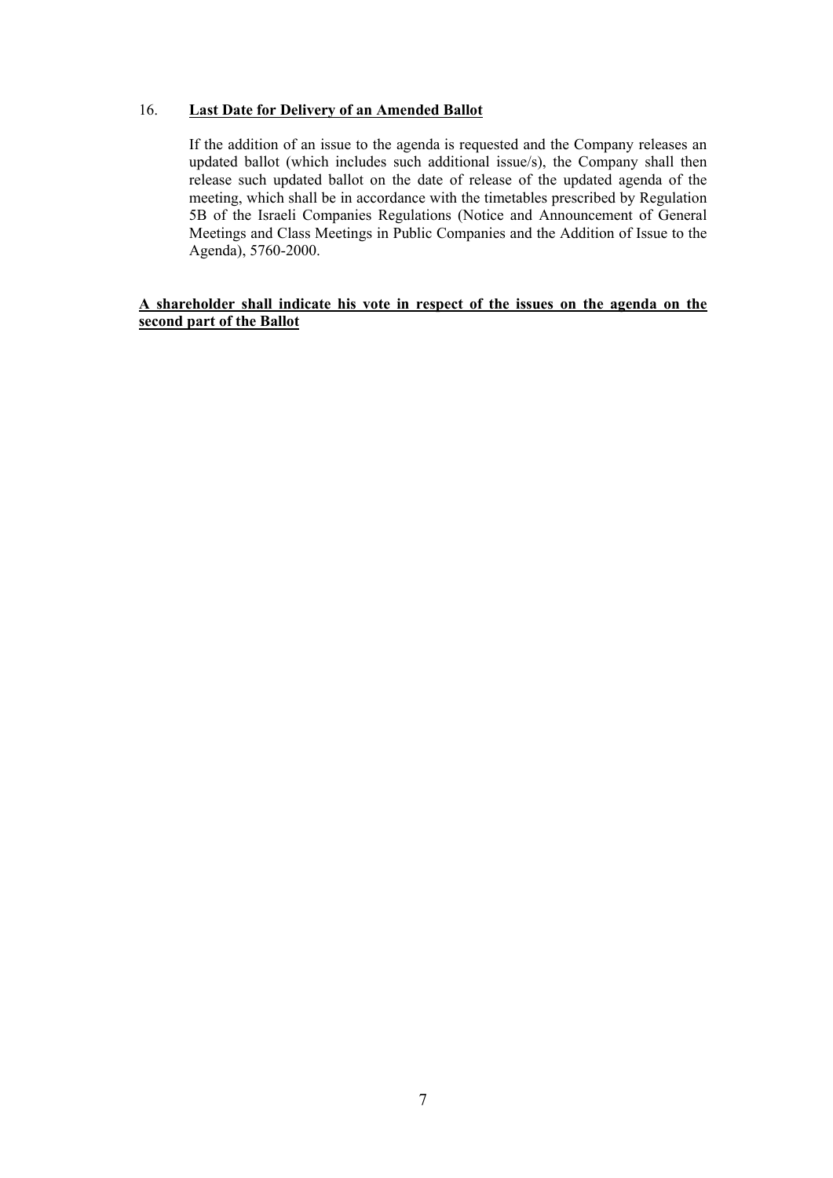16. **Last Date for Delivery of an Amended Ballot**

    If the addition of an issue to the agenda is requested and the Company releases an updated ballot (which includes such additional issue/s), the Company shall then release such updated ballot on the date of release of the updated agenda of the meeting, which shall be in accordance with the timetables prescribed by Regulation 5B of the Israeli Companies Regulations (Notice and Announcement of General Meetings and Class Meetings in Public Companies and the Addition of Issue to the Agenda), 5760-2000.

**A shareholder shall indicate his vote in respect of the issues on the agenda on the second part of the Ballot**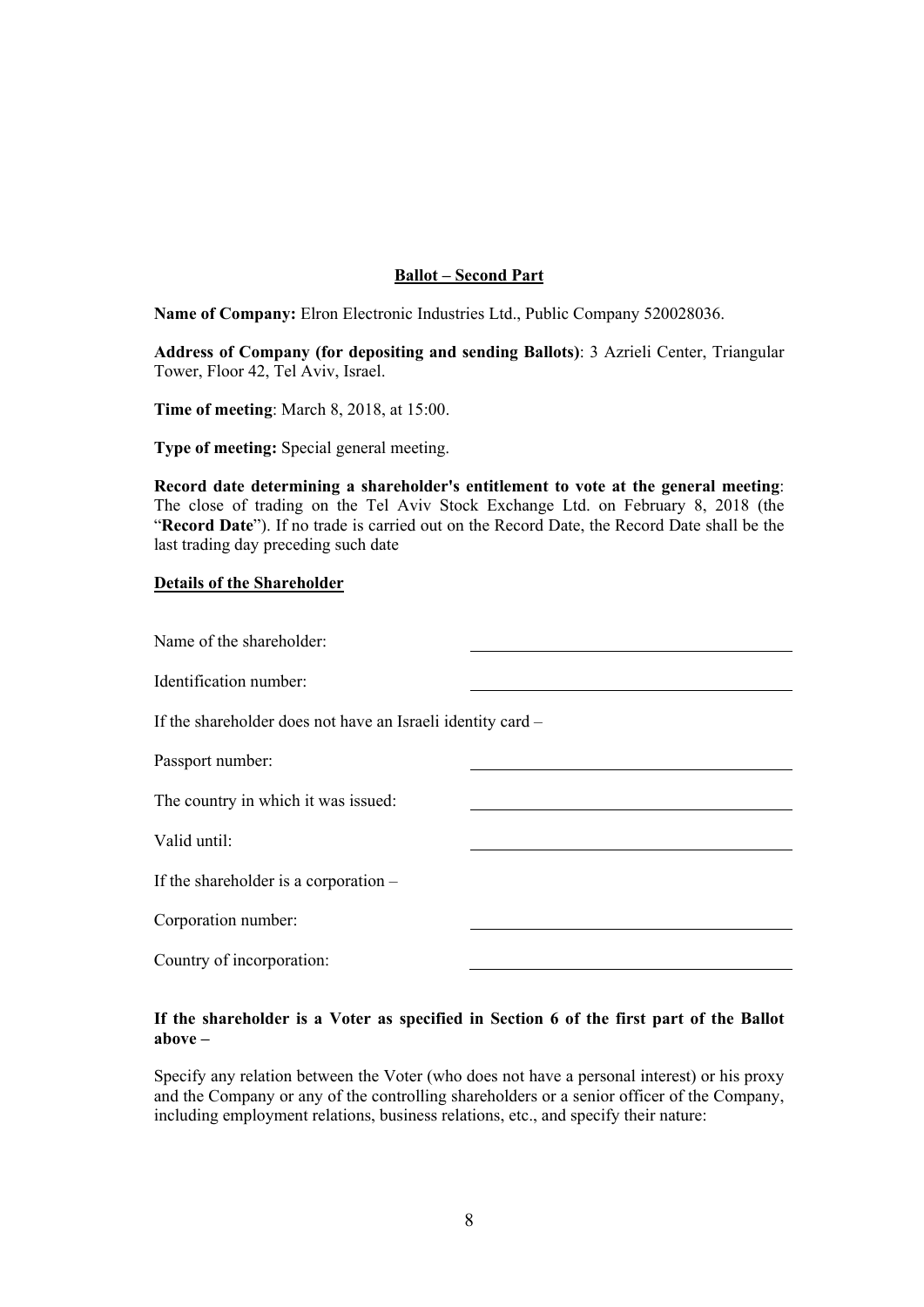**Ballot – Second Part**

**Name of Company:** Elron Electronic Industries Ltd., Public Company 520028036.

**Address of Company (for depositing and sending Ballots)**: 3 Azrieli Center, Triangular Tower, Floor 42, Tel Aviv, Israel.

**Time of meeting**: March 8, 2018, at 15:00.

**Type of meeting:** Special general meeting.

**Record date determining a shareholder's entitlement to vote at the general meeting**: The close of trading on the Tel Aviv Stock Exchange Ltd. on February 8, 2018 (the "**Record Date**"). If no trade is carried out on the Record Date, the Record Date shall be the last trading day preceding such date

**Details of the Shareholder**

Name of the shareholder: \_\_\_\_\_\_\_\_\_\_\_\_\_\_\_\_\_\_\_\_\_\_\_\_\_\_\_\_\_\_

Identification number: \_\_\_\_\_\_\_\_\_\_\_\_\_\_\_\_\_\_\_\_\_\_\_\_\_\_\_\_\_\_

If the shareholder does not have an Israeli identity card –

Passport number: \_\_\_\_\_\_\_\_\_\_\_\_\_\_\_\_\_\_\_\_\_\_\_\_\_\_\_\_\_\_

The country in which it was issued: \_\_\_\_\_\_\_\_\_\_\_\_\_\_\_\_\_\_\_\_\_\_\_\_\_\_\_\_\_\_

Valid until: \_\_\_\_\_\_\_\_\_\_\_\_\_\_\_\_\_\_\_\_\_\_\_\_\_\_\_\_\_\_

If the shareholder is a corporation –

Corporation number: \_\_\_\_\_\_\_\_\_\_\_\_\_\_\_\_\_\_\_\_\_\_\_\_\_\_\_\_\_\_

Country of incorporation: \_\_\_\_\_\_\_\_\_\_\_\_\_\_\_\_\_\_\_\_\_\_\_\_\_\_\_\_\_\_

**If the shareholder is a Voter as specified in Section 6 of the first part of the Ballot above –**

Specify any relation between the Voter (who does not have a personal interest) or his proxy and the Company or any of the controlling shareholders or a senior officer of the Company, including employment relations, business relations, etc., and specify their nature: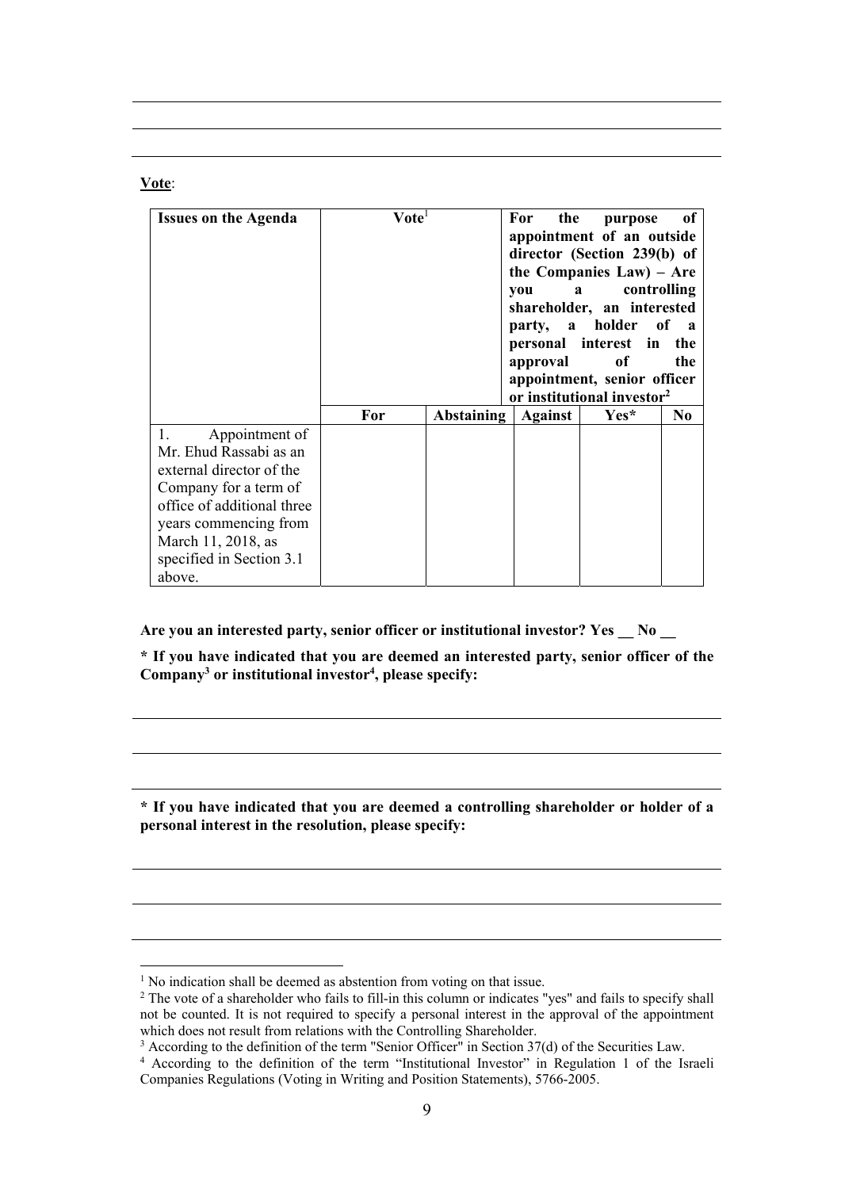**Vote**:

| Issues on the Agenda | Vote[1] | | | For the purpose of appointment of an outside director (Section 239(b) of the Companies Law) – Are you a controlling shareholder, an interested party, a holder of a personal interest in the approval of the appointment, senior officer or institutional investor[2] | |
|---|---|---|---|---|---|
| | **For** | **Abstaining** | **Against** | **Yes*** | **No** |
| 1. Appointment of Mr. Ehud Rassabi as an external director of the Company for a term of office of additional three years commencing from March 11, 2018, as specified in Section 3.1 above. | | | | | |

**Are you an interested party, senior officer or institutional investor? Yes __ No __**

**\* If you have indicated that you are deemed an interested party, senior officer of the Company[3] or institutional investor[4], please specify:**

**\* If you have indicated that you are deemed a controlling shareholder or holder of a personal interest in the resolution, please specify:**

[1] No indication shall be deemed as abstention from voting on that issue.

[2] The vote of a shareholder who fails to fill-in this column or indicates "yes" and fails to specify shall not be counted. It is not required to specify a personal interest in the approval of the appointment which does not result from relations with the Controlling Shareholder.

[3] According to the definition of the term "Senior Officer" in Section 37(d) of the Securities Law.

[4] According to the definition of the term "Institutional Investor" in Regulation 1 of the Israeli Companies Regulations (Voting in Writing and Position Statements), 5766-2005.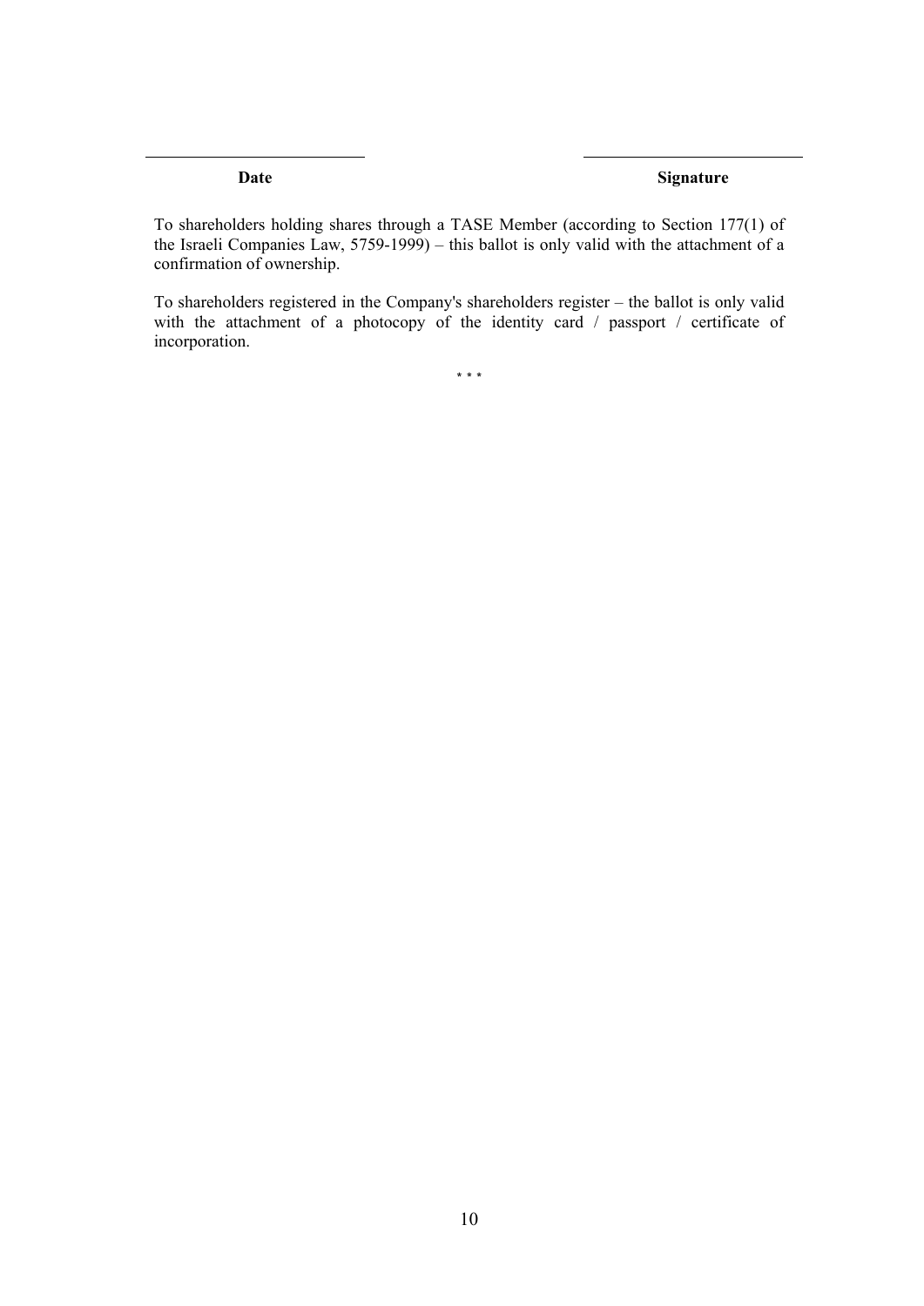| | |
|---|---|
| ______________________ | ______________________ |
| **Date** | **Signature** |

To shareholders holding shares through a TASE Member (according to Section 177(1) of the Israeli Companies Law, 5759-1999) – this ballot is only valid with the attachment of a confirmation of ownership.

To shareholders registered in the Company's shareholders register – the ballot is only valid with the attachment of a photocopy of the identity card / passport / certificate of incorporation.

* * *